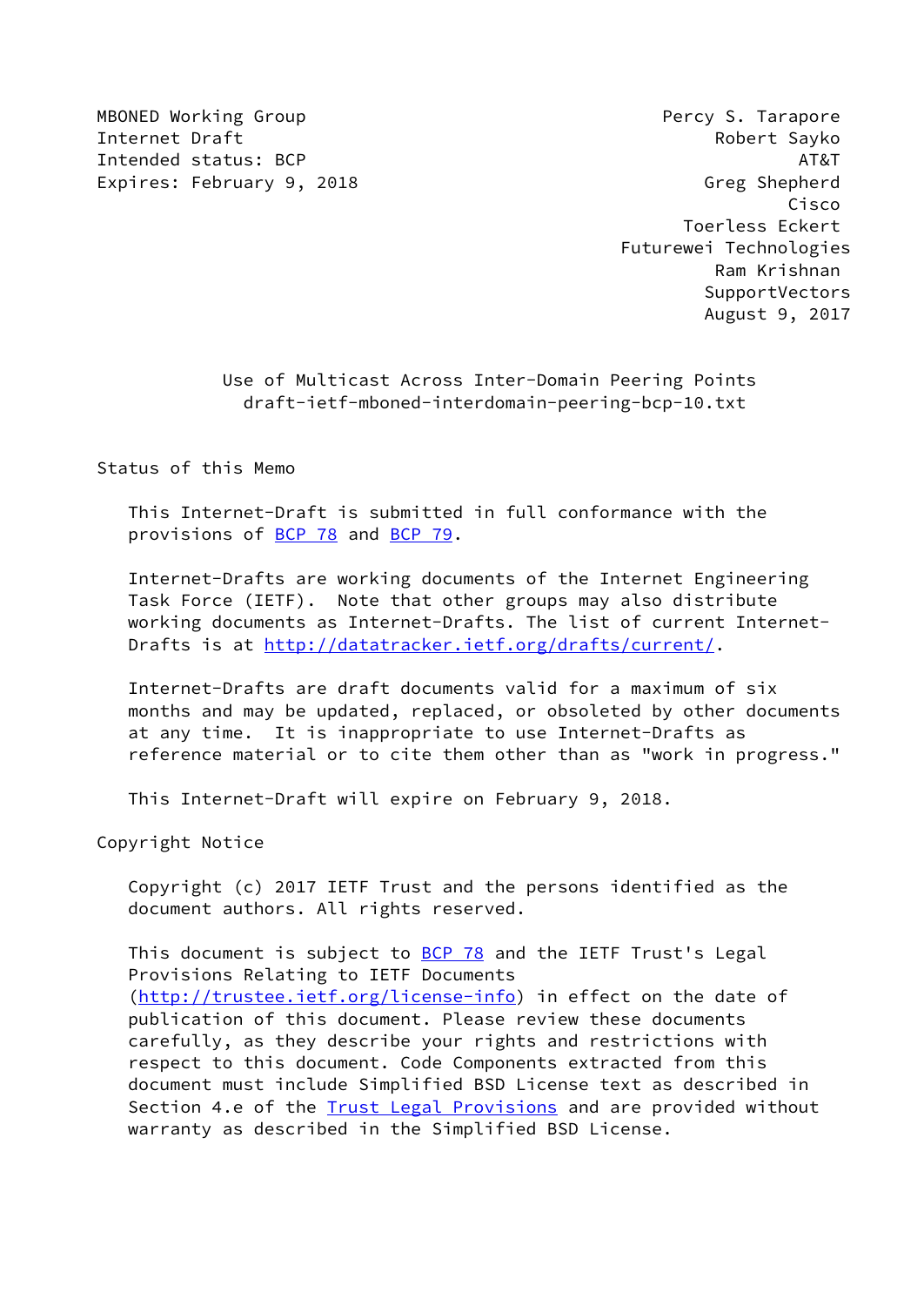MBONED Working Group
Internet Draft
Intended status: BCP
Expires: February 9, 2018

Percy S. Tarapore
Robert Sayko
AT&T
Greg Shepherd
Cisco
Toerless Eckert
Futurewei Technologies
Ram Krishnan
SupportVectors
August 9, 2017

# Use of Multicast Across Inter-Domain Peering Points
## draft-ietf-mboned-interdomain-peering-bcp-10.txt

## Status of this Memo

This Internet-Draft is submitted in full conformance with the provisions of BCP 78 and BCP 79.

Internet-Drafts are working documents of the Internet Engineering Task Force (IETF). Note that other groups may also distribute working documents as Internet-Drafts. The list of current Internet-Drafts is at http://datatracker.ietf.org/drafts/current/.

Internet-Drafts are draft documents valid for a maximum of six months and may be updated, replaced, or obsoleted by other documents at any time. It is inappropriate to use Internet-Drafts as reference material or to cite them other than as "work in progress."

This Internet-Draft will expire on February 9, 2018.

## Copyright Notice

Copyright (c) 2017 IETF Trust and the persons identified as the document authors. All rights reserved.

This document is subject to BCP 78 and the IETF Trust's Legal Provisions Relating to IETF Documents (http://trustee.ietf.org/license-info) in effect on the date of publication of this document. Please review these documents carefully, as they describe your rights and restrictions with respect to this document. Code Components extracted from this document must include Simplified BSD License text as described in Section 4.e of the Trust Legal Provisions and are provided without warranty as described in the Simplified BSD License.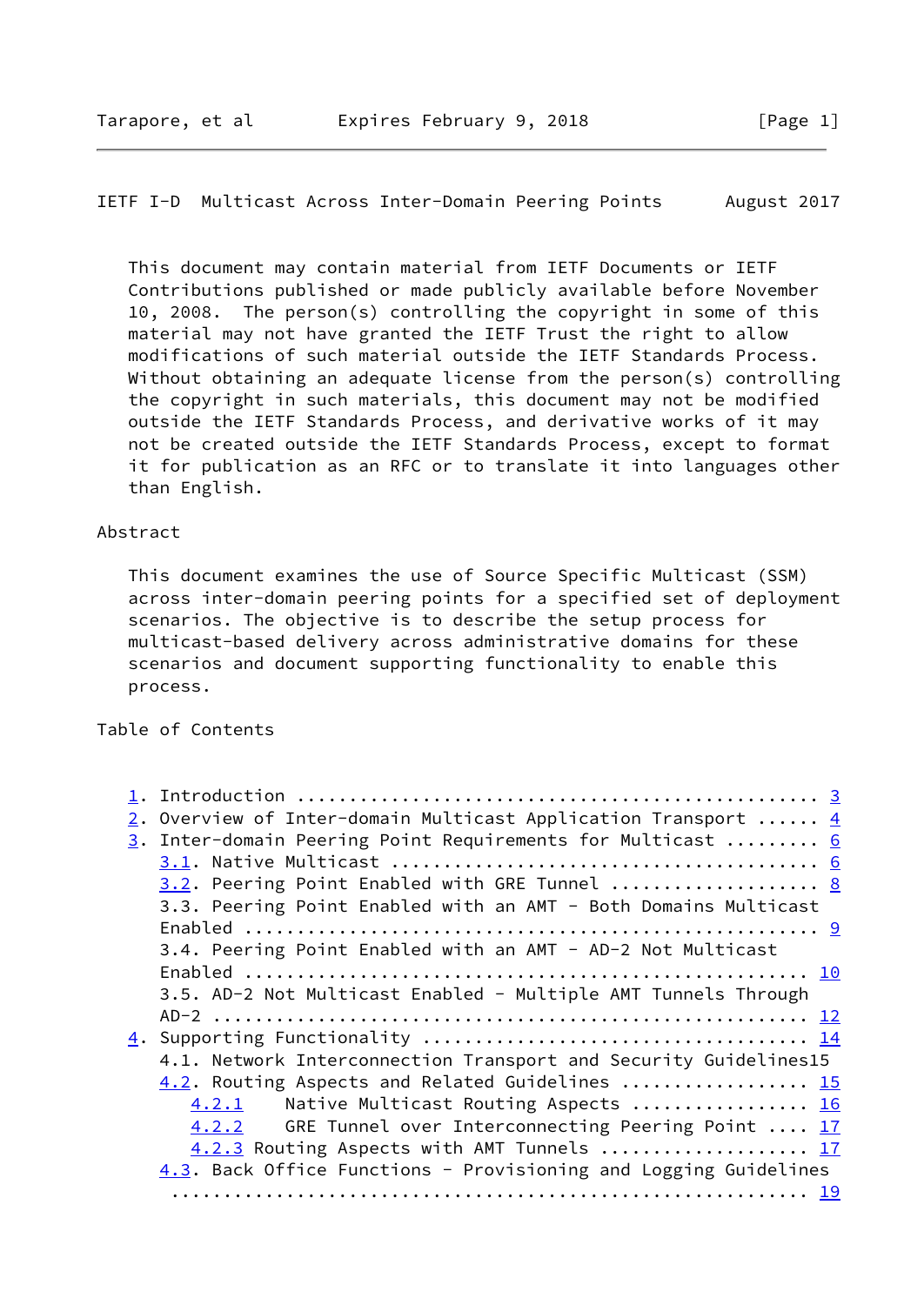This document may contain material from IETF Documents or IETF Contributions published or made publicly available before November 10, 2008. The person(s) controlling the copyright in some of this material may not have granted the IETF Trust the right to allow modifications of such material outside the IETF Standards Process. Without obtaining an adequate license from the person(s) controlling the copyright in such materials, this document may not be modified outside the IETF Standards Process, and derivative works of it may not be created outside the IETF Standards Process, except to format it for publication as an RFC or to translate it into languages other than English.

## Abstract

This document examines the use of Source Specific Multicast (SSM) across inter-domain peering points for a specified set of deployment scenarios. The objective is to describe the setup process for multicast-based delivery across administrative domains for these scenarios and document supporting functionality to enable this process.

## Table of Contents

```
1. Introduction ................................................ 3
2. Overview of Inter-domain Multicast Application Transport ...... 4
3. Inter-domain Peering Point Requirements for Multicast ......... 6
   3.1. Native Multicast ....................................... 6
   3.2. Peering Point Enabled with GRE Tunnel .................. 8
   3.3. Peering Point Enabled with an AMT - Both Domains Multicast
   Enabled ..................................................... 9
   3.4. Peering Point Enabled with an AMT - AD-2 Not Multicast
   Enabled .................................................... 10
   3.5. AD-2 Not Multicast Enabled - Multiple AMT Tunnels Through
   AD-2 ....................................................... 12
4. Supporting Functionality .................................... 14
   4.1. Network Interconnection Transport and Security Guidelines15
   4.2. Routing Aspects and Related Guidelines ................. 15
      4.2.1    Native Multicast Routing Aspects ................ 16
      4.2.2    GRE Tunnel over Interconnecting Peering Point .... 17
      4.2.3 Routing Aspects with AMT Tunnels ................... 17
   4.3. Back Office Functions - Provisioning and Logging Guidelines
    ........................................................... 19
```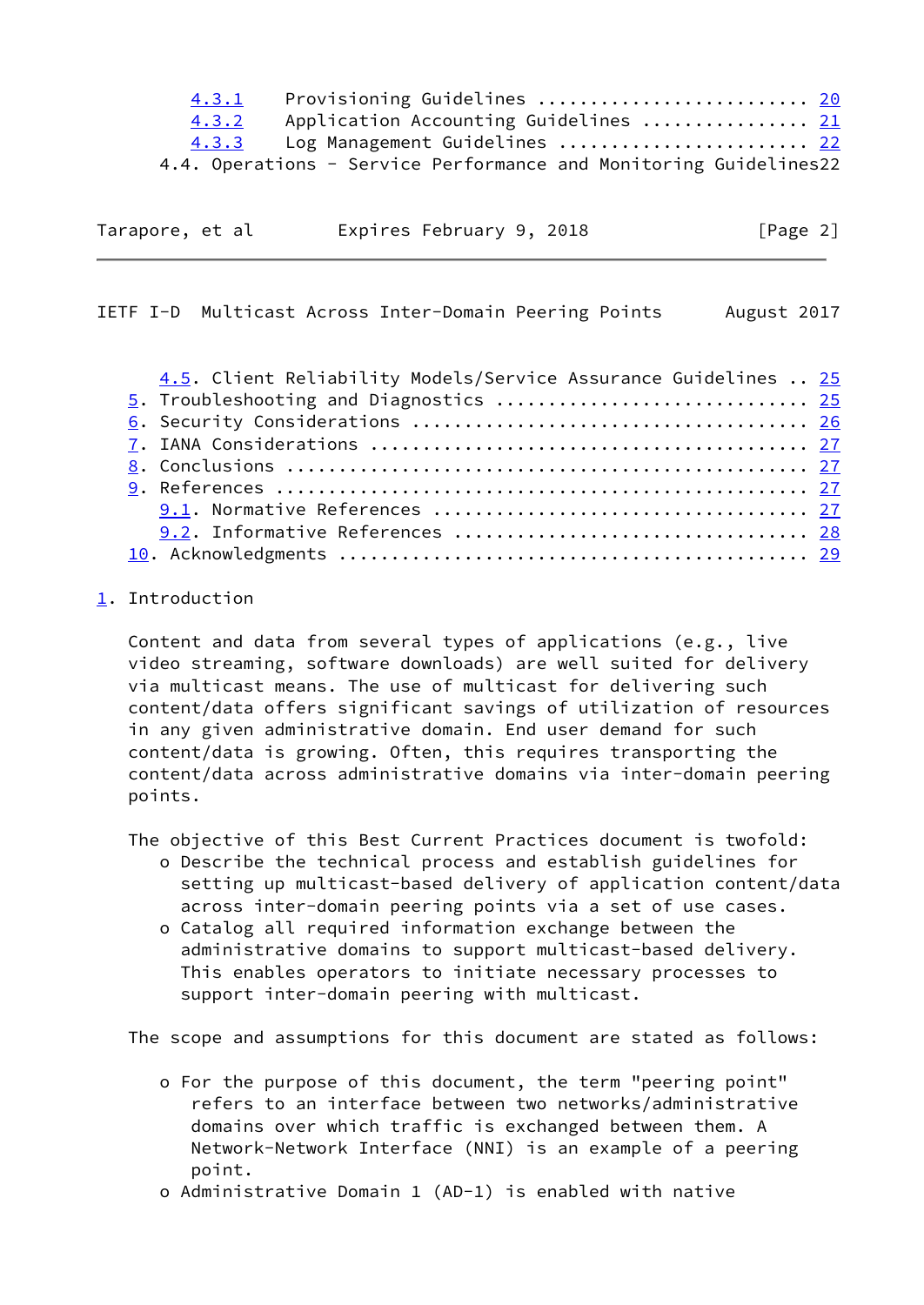4.3.1 Provisioning Guidelines .......................... 20
4.3.2 Application Accounting Guidelines ................ 21
4.3.3 Log Management Guidelines ........................ 22
4.4. Operations - Service Performance and Monitoring Guidelines22

4.5. Client Reliability Models/Service Assurance Guidelines .. 25
5. Troubleshooting and Diagnostics ............................ 25
6. Security Considerations .................................... 26
7. IANA Considerations ........................................ 27
8. Conclusions ................................................ 27
9. References ................................................. 27
9.1. Normative References .................................. 27
9.2. Informative References ................................ 28
10. Acknowledgments ........................................... 29

# 1. Introduction

Content and data from several types of applications (e.g., live video streaming, software downloads) are well suited for delivery via multicast means. The use of multicast for delivering such content/data offers significant savings of utilization of resources in any given administrative domain. End user demand for such content/data is growing. Often, this requires transporting the content/data across administrative domains via inter-domain peering points.

The objective of this Best Current Practices document is twofold:

- Describe the technical process and establish guidelines for setting up multicast-based delivery of application content/data across inter-domain peering points via a set of use cases.
- Catalog all required information exchange between the administrative domains to support multicast-based delivery. This enables operators to initiate necessary processes to support inter-domain peering with multicast.

The scope and assumptions for this document are stated as follows:

- For the purpose of this document, the term "peering point" refers to an interface between two networks/administrative domains over which traffic is exchanged between them. A Network-Network Interface (NNI) is an example of a peering point.
- Administrative Domain 1 (AD-1) is enabled with native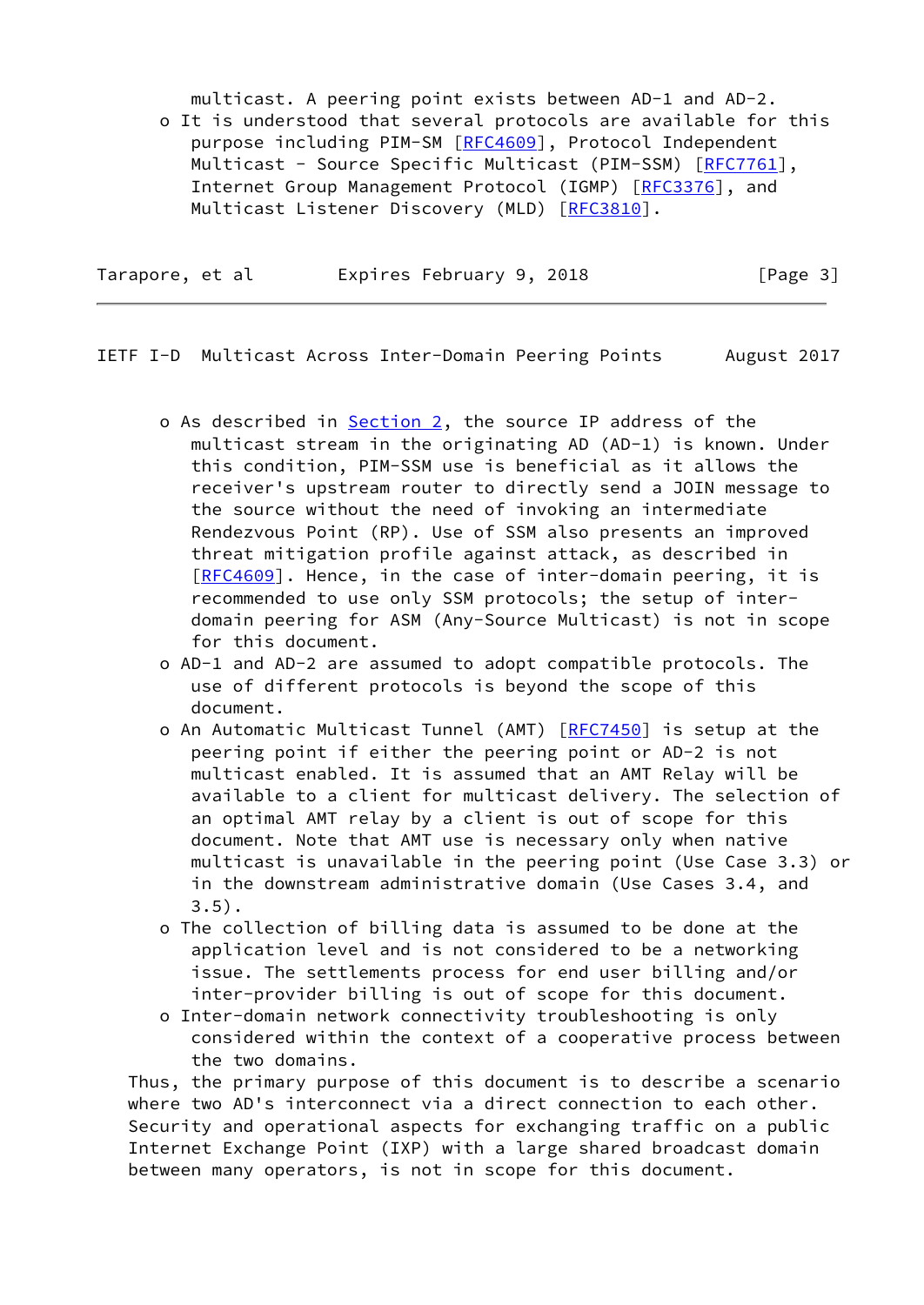multicast. A peering point exists between AD-1 and AD-2.

- It is understood that several protocols are available for this purpose including PIM-SM [RFC4609], Protocol Independent Multicast - Source Specific Multicast (PIM-SSM) [RFC7761], Internet Group Management Protocol (IGMP) [RFC3376], and Multicast Listener Discovery (MLD) [RFC3810].
- As described in Section 2, the source IP address of the multicast stream in the originating AD (AD-1) is known. Under this condition, PIM-SSM use is beneficial as it allows the receiver's upstream router to directly send a JOIN message to the source without the need of invoking an intermediate Rendezvous Point (RP). Use of SSM also presents an improved threat mitigation profile against attack, as described in [RFC4609]. Hence, in the case of inter-domain peering, it is recommended to use only SSM protocols; the setup of inter-domain peering for ASM (Any-Source Multicast) is not in scope for this document.
- AD-1 and AD-2 are assumed to adopt compatible protocols. The use of different protocols is beyond the scope of this document.
- An Automatic Multicast Tunnel (AMT) [RFC7450] is setup at the peering point if either the peering point or AD-2 is not multicast enabled. It is assumed that an AMT Relay will be available to a client for multicast delivery. The selection of an optimal AMT relay by a client is out of scope for this document. Note that AMT use is necessary only when native multicast is unavailable in the peering point (Use Case 3.3) or in the downstream administrative domain (Use Cases 3.4, and 3.5).
- The collection of billing data is assumed to be done at the application level and is not considered to be a networking issue. The settlements process for end user billing and/or inter-provider billing is out of scope for this document.
- Inter-domain network connectivity troubleshooting is only considered within the context of a cooperative process between the two domains.

Thus, the primary purpose of this document is to describe a scenario where two AD's interconnect via a direct connection to each other. Security and operational aspects for exchanging traffic on a public Internet Exchange Point (IXP) with a large shared broadcast domain between many operators, is not in scope for this document.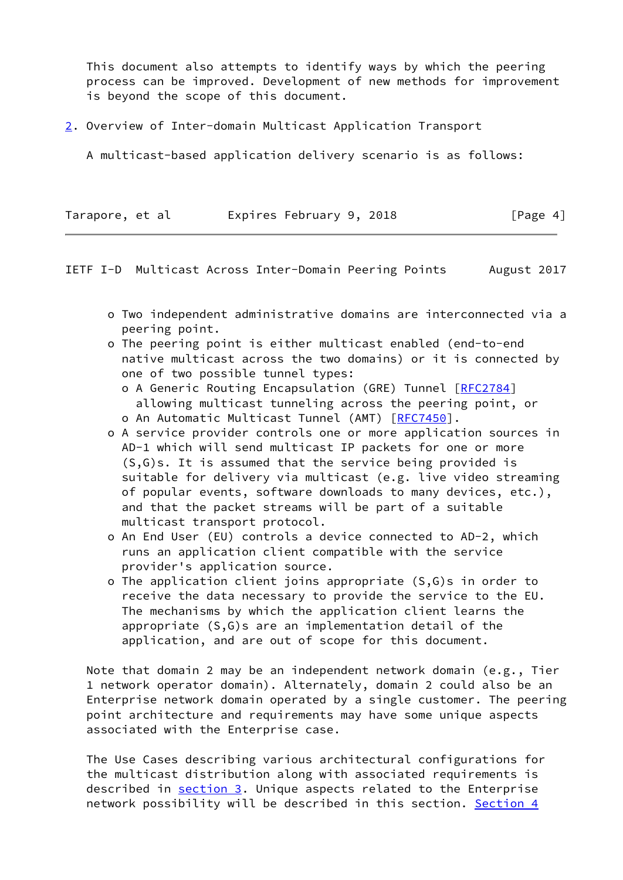This document also attempts to identify ways by which the peering process can be improved. Development of new methods for improvement is beyond the scope of this document.

## 2. Overview of Inter-domain Multicast Application Transport

A multicast-based application delivery scenario is as follows:

- Two independent administrative domains are interconnected via a peering point.
- The peering point is either multicast enabled (end-to-end native multicast across the two domains) or it is connected by one of two possible tunnel types:
  - A Generic Routing Encapsulation (GRE) Tunnel [RFC2784] allowing multicast tunneling across the peering point, or
  - An Automatic Multicast Tunnel (AMT) [RFC7450].
- A service provider controls one or more application sources in AD-1 which will send multicast IP packets for one or more (S,G)s. It is assumed that the service being provided is suitable for delivery via multicast (e.g. live video streaming of popular events, software downloads to many devices, etc.), and that the packet streams will be part of a suitable multicast transport protocol.
- An End User (EU) controls a device connected to AD-2, which runs an application client compatible with the service provider's application source.
- The application client joins appropriate (S,G)s in order to receive the data necessary to provide the service to the EU. The mechanisms by which the application client learns the appropriate (S,G)s are an implementation detail of the application, and are out of scope for this document.

Note that domain 2 may be an independent network domain (e.g., Tier 1 network operator domain). Alternately, domain 2 could also be an Enterprise network domain operated by a single customer. The peering point architecture and requirements may have some unique aspects associated with the Enterprise case.

The Use Cases describing various architectural configurations for the multicast distribution along with associated requirements is described in section 3. Unique aspects related to the Enterprise network possibility will be described in this section. Section 4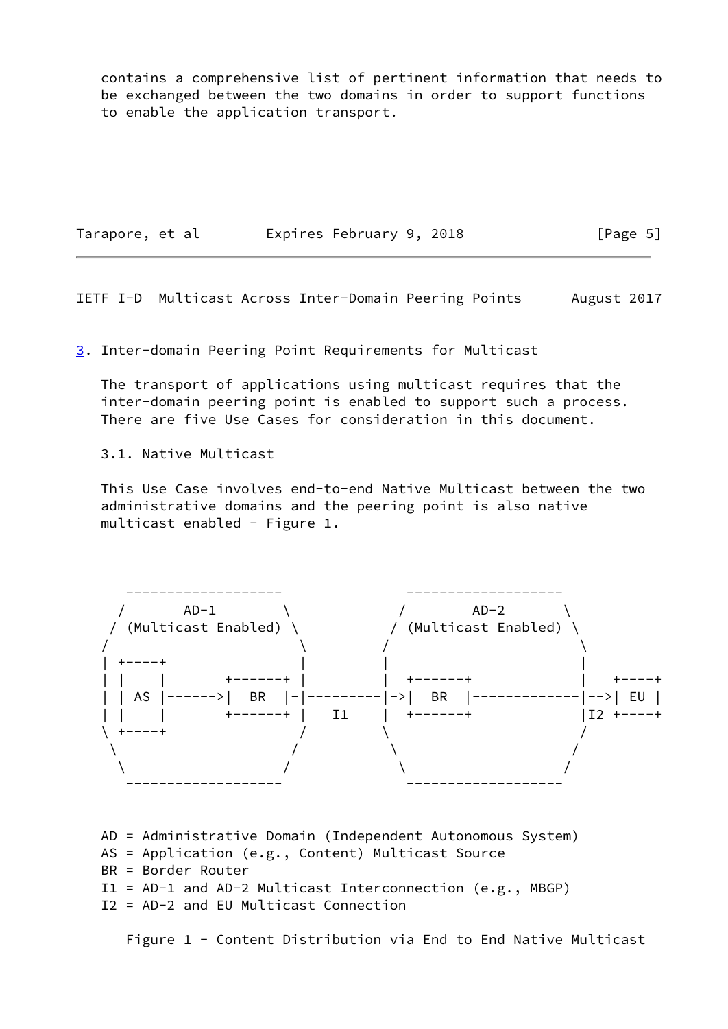contains a comprehensive list of pertinent information that needs to be exchanged between the two domains in order to support functions to enable the application transport.

## 3. Inter-domain Peering Point Requirements for Multicast

The transport of applications using multicast requires that the inter-domain peering point is enabled to support such a process. There are five Use Cases for consideration in this document.

### 3.1. Native Multicast

This Use Case involves end-to-end Native Multicast between the two administrative domains and the peering point is also native multicast enabled - Figure 1.

```
    -------------------            -------------------
   /       AD-1        \          /        AD-2       \
  / (Multicast Enabled) \        / (Multicast Enabled) \
 /                       \      /                       \
| +----+                  |    |                         |
| |    |       +------+   |    |  +------+               |   +----+
| | AS |------>|  BR  |-|-|--------|->|  BR  |-------------|-->| EU |
| |    |       +------+   |  I1  |  +------+               |I2 +----+
\ +----+                  /    \                         /
 \                       /      \                       /
  \                     /        \                     /
    -------------------            -------------------

AD = Administrative Domain (Independent Autonomous System)
AS = Application (e.g., Content) Multicast Source
BR = Border Router
I1 = AD-1 and AD-2 Multicast Interconnection (e.g., MBGP)
I2 = AD-2 and EU Multicast Connection
```

Figure 1 - Content Distribution via End to End Native Multicast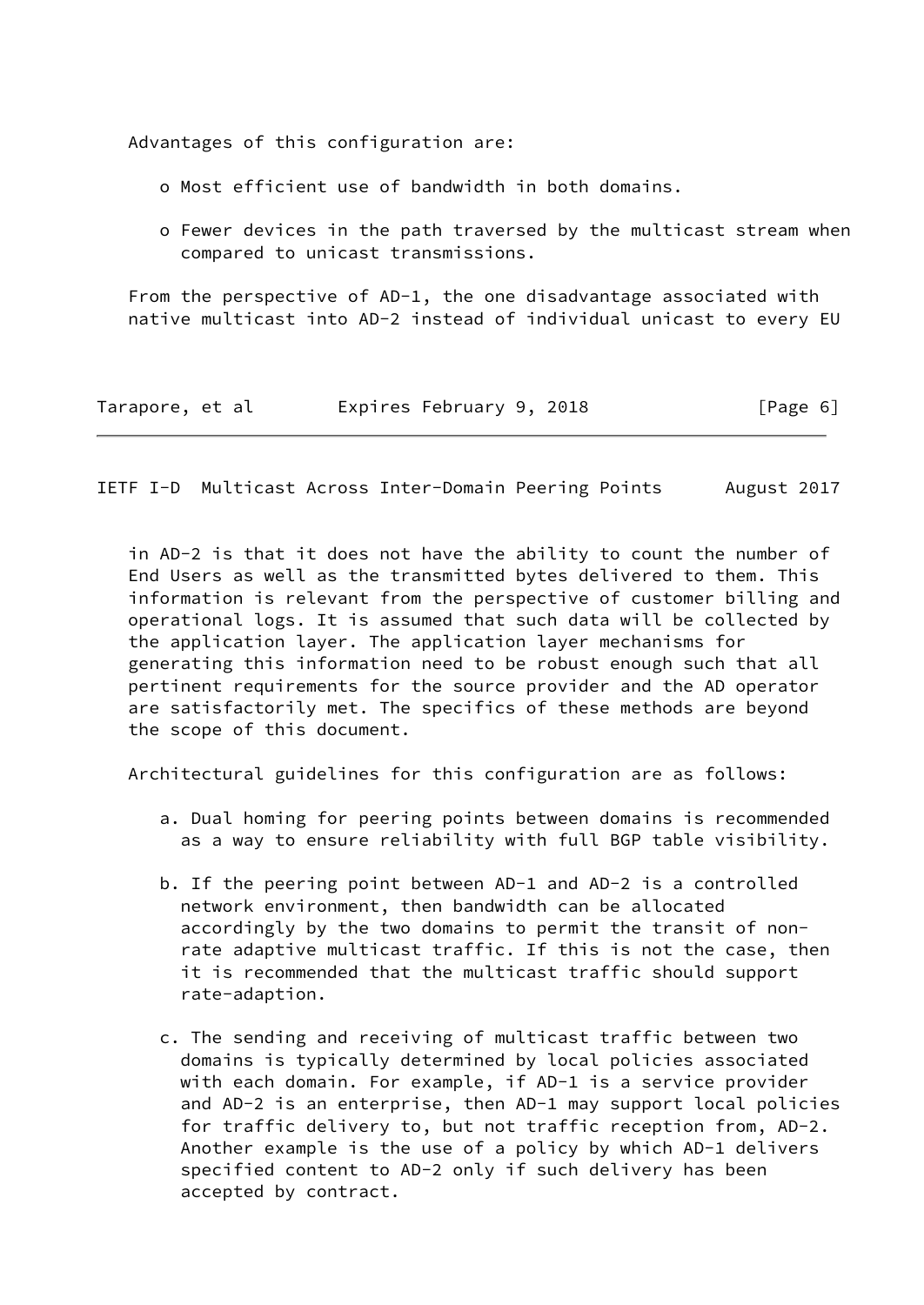Advantages of this configuration are:

- Most efficient use of bandwidth in both domains.

- Fewer devices in the path traversed by the multicast stream when compared to unicast transmissions.

From the perspective of AD-1, the one disadvantage associated with native multicast into AD-2 instead of individual unicast to every EU in AD-2 is that it does not have the ability to count the number of End Users as well as the transmitted bytes delivered to them. This information is relevant from the perspective of customer billing and operational logs. It is assumed that such data will be collected by the application layer. The application layer mechanisms for generating this information need to be robust enough such that all pertinent requirements for the source provider and the AD operator are satisfactorily met. The specifics of these methods are beyond the scope of this document.

Architectural guidelines for this configuration are as follows:

a. Dual homing for peering points between domains is recommended as a way to ensure reliability with full BGP table visibility.

b. If the peering point between AD-1 and AD-2 is a controlled network environment, then bandwidth can be allocated accordingly by the two domains to permit the transit of non-rate adaptive multicast traffic. If this is not the case, then it is recommended that the multicast traffic should support rate-adaption.

c. The sending and receiving of multicast traffic between two domains is typically determined by local policies associated with each domain. For example, if AD-1 is a service provider and AD-2 is an enterprise, then AD-1 may support local policies for traffic delivery to, but not traffic reception from, AD-2. Another example is the use of a policy by which AD-1 delivers specified content to AD-2 only if such delivery has been accepted by contract.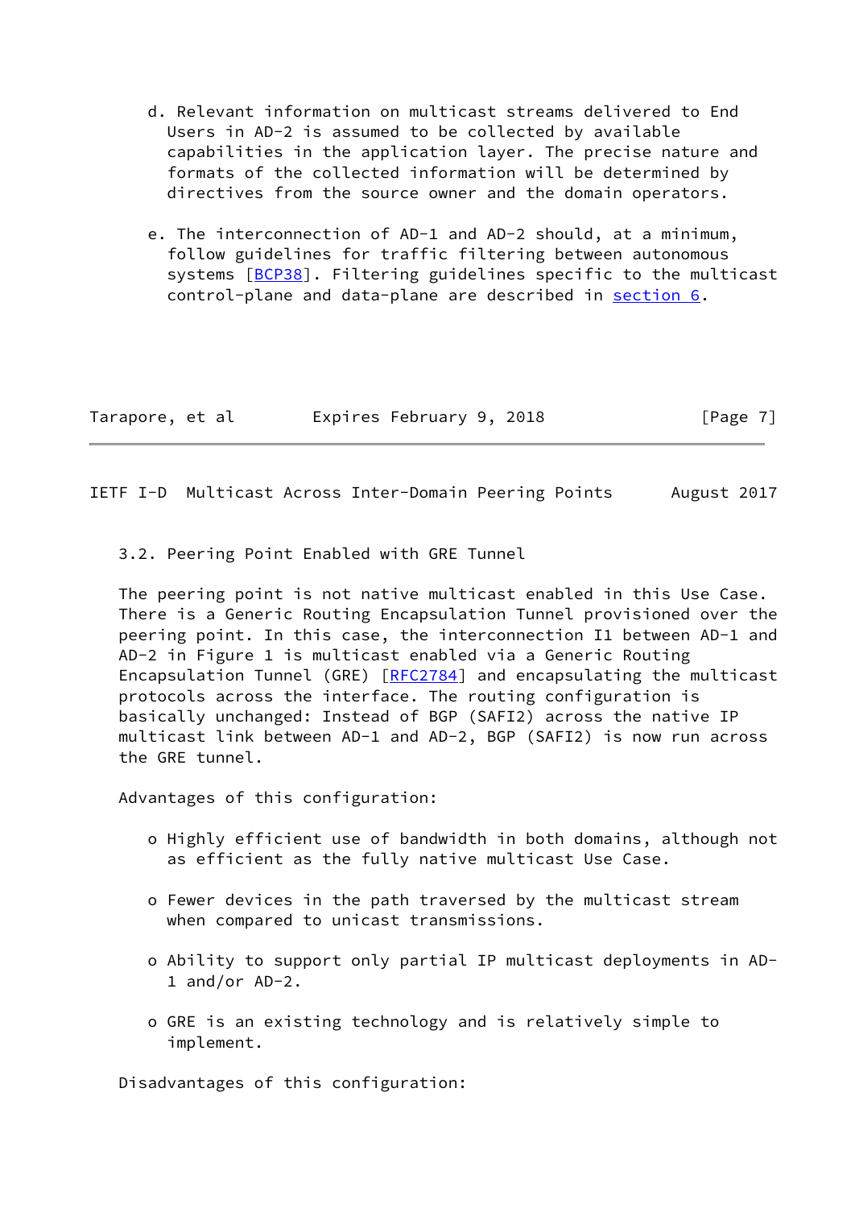d. Relevant information on multicast streams delivered to End Users in AD-2 is assumed to be collected by available capabilities in the application layer. The precise nature and formats of the collected information will be determined by directives from the source owner and the domain operators.

e. The interconnection of AD-1 and AD-2 should, at a minimum, follow guidelines for traffic filtering between autonomous systems [BCP38]. Filtering guidelines specific to the multicast control-plane and data-plane are described in section 6.

### 3.2. Peering Point Enabled with GRE Tunnel

The peering point is not native multicast enabled in this Use Case. There is a Generic Routing Encapsulation Tunnel provisioned over the peering point. In this case, the interconnection I1 between AD-1 and AD-2 in Figure 1 is multicast enabled via a Generic Routing Encapsulation Tunnel (GRE) [RFC2784] and encapsulating the multicast protocols across the interface. The routing configuration is basically unchanged: Instead of BGP (SAFI2) across the native IP multicast link between AD-1 and AD-2, BGP (SAFI2) is now run across the GRE tunnel.

Advantages of this configuration:

- Highly efficient use of bandwidth in both domains, although not as efficient as the fully native multicast Use Case.
- Fewer devices in the path traversed by the multicast stream when compared to unicast transmissions.
- Ability to support only partial IP multicast deployments in AD-1 and/or AD-2.
- GRE is an existing technology and is relatively simple to implement.

Disadvantages of this configuration: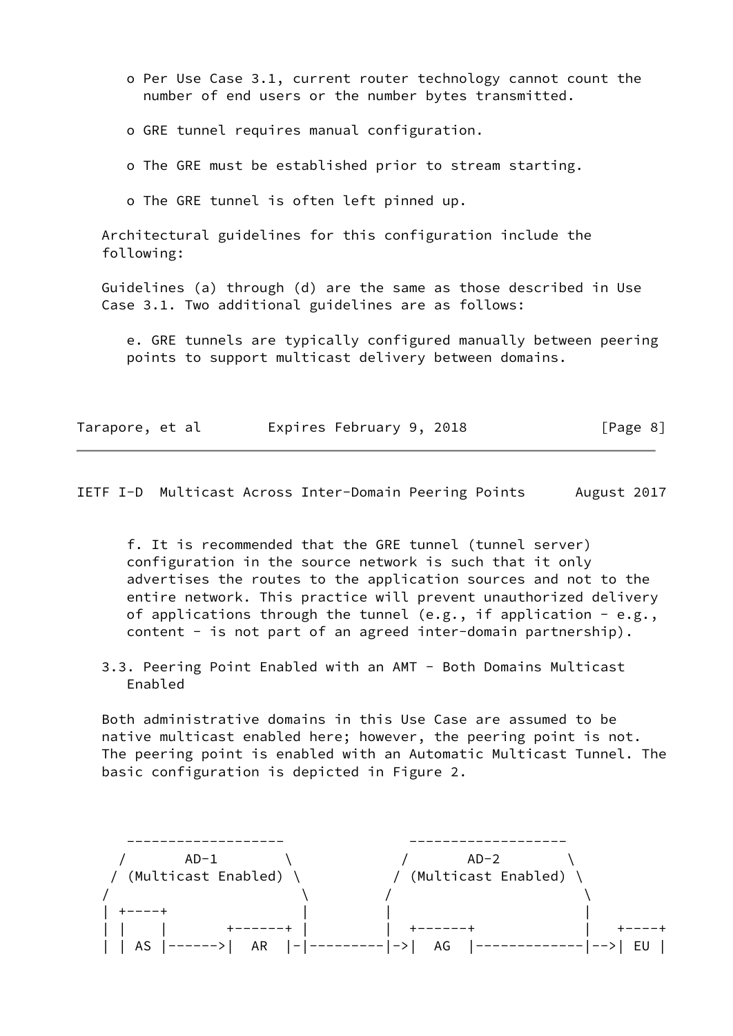- Per Use Case 3.1, current router technology cannot count the number of end users or the number bytes transmitted.

- GRE tunnel requires manual configuration.

- The GRE must be established prior to stream starting.

- The GRE tunnel is often left pinned up.

Architectural guidelines for this configuration include the following:

Guidelines (a) through (d) are the same as those described in Use Case 3.1. Two additional guidelines are as follows:

e. GRE tunnels are typically configured manually between peering points to support multicast delivery between domains.

f. It is recommended that the GRE tunnel (tunnel server) configuration in the source network is such that it only advertises the routes to the application sources and not to the entire network. This practice will prevent unauthorized delivery of applications through the tunnel (e.g., if application - e.g., content - is not part of an agreed inter-domain partnership).

### 3.3. Peering Point Enabled with an AMT - Both Domains Multicast Enabled

Both administrative domains in this Use Case are assumed to be native multicast enabled here; however, the peering point is not. The peering point is enabled with an Automatic Multicast Tunnel. The basic configuration is depicted in Figure 2.

```
   -------------------            -------------------
  /       AD-1        \          /       AD-2        \
 / (Multicast Enabled) \        / (Multicast Enabled) \
/                       \      /                       \
| +----+                |      |                       |
| |    |       +------+ |      |  +------+             |   +----+
| | AS |------>|  AR  |-|---------|->|  AG  |-------------|-->| EU |
```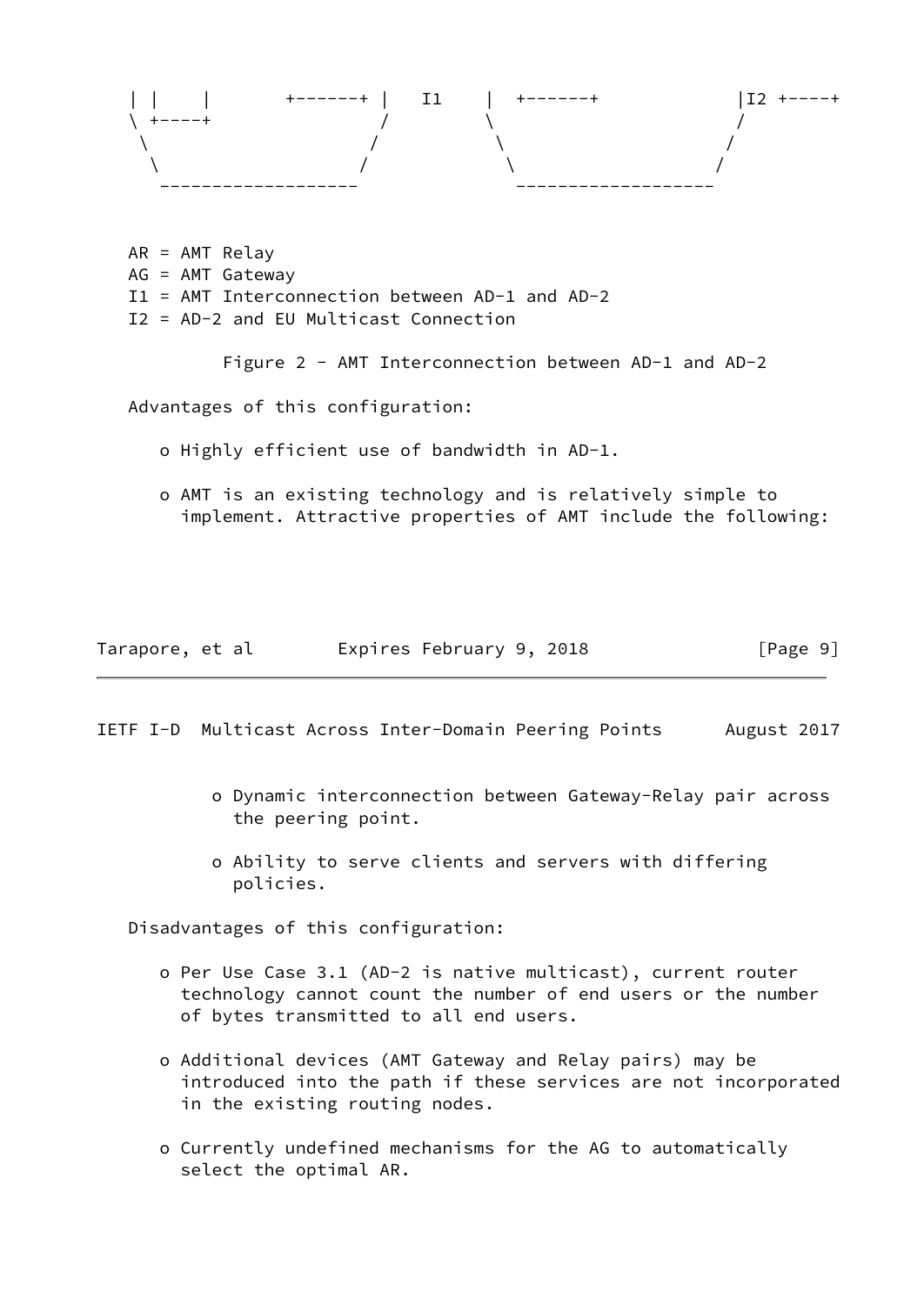```
   | |    |       +------+ |   I1    |  +------+             |I2 +----+
   \ +----+               /         \                        /
    \                    /           \                      /
     \                  /             \                    /
      ------------------               ------------------
```

AR = AMT Relay
AG = AMT Gateway
I1 = AMT Interconnection between AD-1 and AD-2
I2 = AD-2 and EU Multicast Connection

Figure 2 - AMT Interconnection between AD-1 and AD-2

Advantages of this configuration:

- Highly efficient use of bandwidth in AD-1.
- AMT is an existing technology and is relatively simple to implement. Attractive properties of AMT include the following:
  - Dynamic interconnection between Gateway-Relay pair across the peering point.
  - Ability to serve clients and servers with differing policies.

Disadvantages of this configuration:

- Per Use Case 3.1 (AD-2 is native multicast), current router technology cannot count the number of end users or the number of bytes transmitted to all end users.
- Additional devices (AMT Gateway and Relay pairs) may be introduced into the path if these services are not incorporated in the existing routing nodes.
- Currently undefined mechanisms for the AG to automatically select the optimal AR.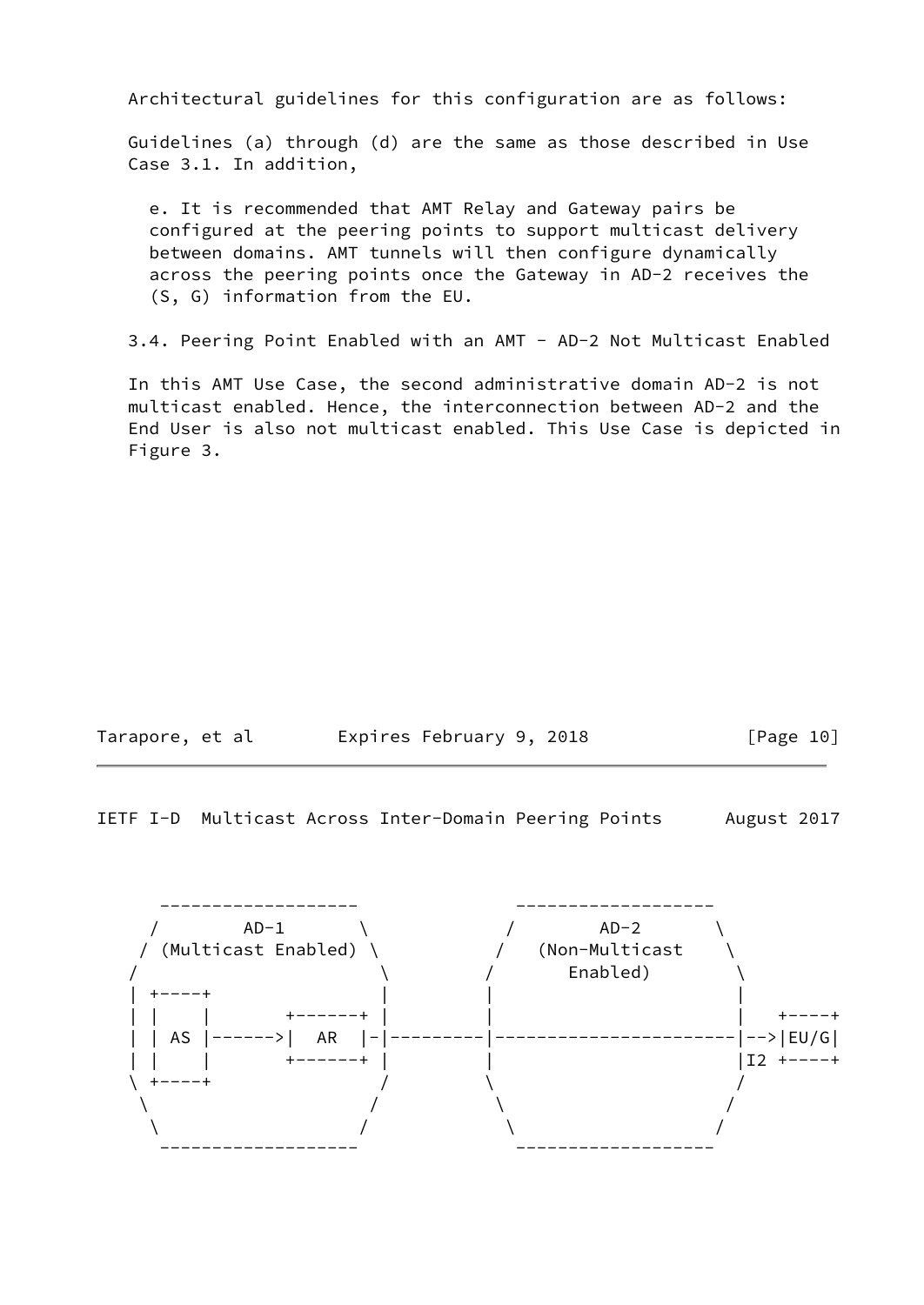Architectural guidelines for this configuration are as follows:

Guidelines (a) through (d) are the same as those described in Use Case 3.1. In addition,

e. It is recommended that AMT Relay and Gateway pairs be configured at the peering points to support multicast delivery between domains. AMT tunnels will then configure dynamically across the peering points once the Gateway in AD-2 receives the (S, G) information from the EU.

### 3.4. Peering Point Enabled with an AMT - AD-2 Not Multicast Enabled

In this AMT Use Case, the second administrative domain AD-2 is not multicast enabled. Hence, the interconnection between AD-2 and the End User is also not multicast enabled. This Use Case is depicted in Figure 3.

```
     -------------------             -------------------
    /        AD-1       \           /        AD-2       \
   / (Multicast Enabled) \         /   (Non-Multicast    \
  /                       \       /       Enabled)        \
  | +----+                |       |                       |
  | |    |       +------+ |       |                       |   +----+
  | | AS |------>|  AR  |-|---------|-----------------------|-->|EU/G|
  | |    |       +------+ |       |                       |I2 +----+
  \ +----+                /       \                       /
   \                     /         \                     /
    \                   /           \                   /
     -------------------             -------------------
```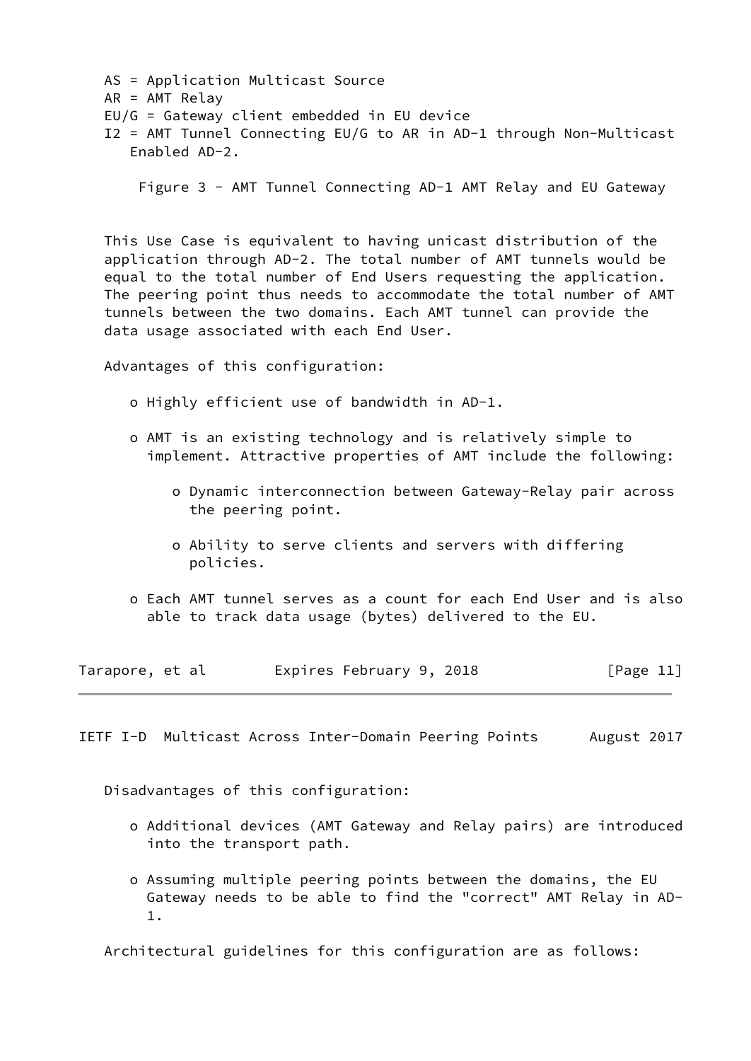AS = Application Multicast Source
AR = AMT Relay
EU/G = Gateway client embedded in EU device
I2 = AMT Tunnel Connecting EU/G to AR in AD-1 through Non-Multicast Enabled AD-2.

Figure 3 - AMT Tunnel Connecting AD-1 AMT Relay and EU Gateway

This Use Case is equivalent to having unicast distribution of the application through AD-2. The total number of AMT tunnels would be equal to the total number of End Users requesting the application. The peering point thus needs to accommodate the total number of AMT tunnels between the two domains. Each AMT tunnel can provide the data usage associated with each End User.

Advantages of this configuration:

- Highly efficient use of bandwidth in AD-1.
- AMT is an existing technology and is relatively simple to implement. Attractive properties of AMT include the following:
  - Dynamic interconnection between Gateway-Relay pair across the peering point.
  - Ability to serve clients and servers with differing policies.
- Each AMT tunnel serves as a count for each End User and is also able to track data usage (bytes) delivered to the EU.

Disadvantages of this configuration:

- Additional devices (AMT Gateway and Relay pairs) are introduced into the transport path.
- Assuming multiple peering points between the domains, the EU Gateway needs to be able to find the "correct" AMT Relay in AD-1.

Architectural guidelines for this configuration are as follows: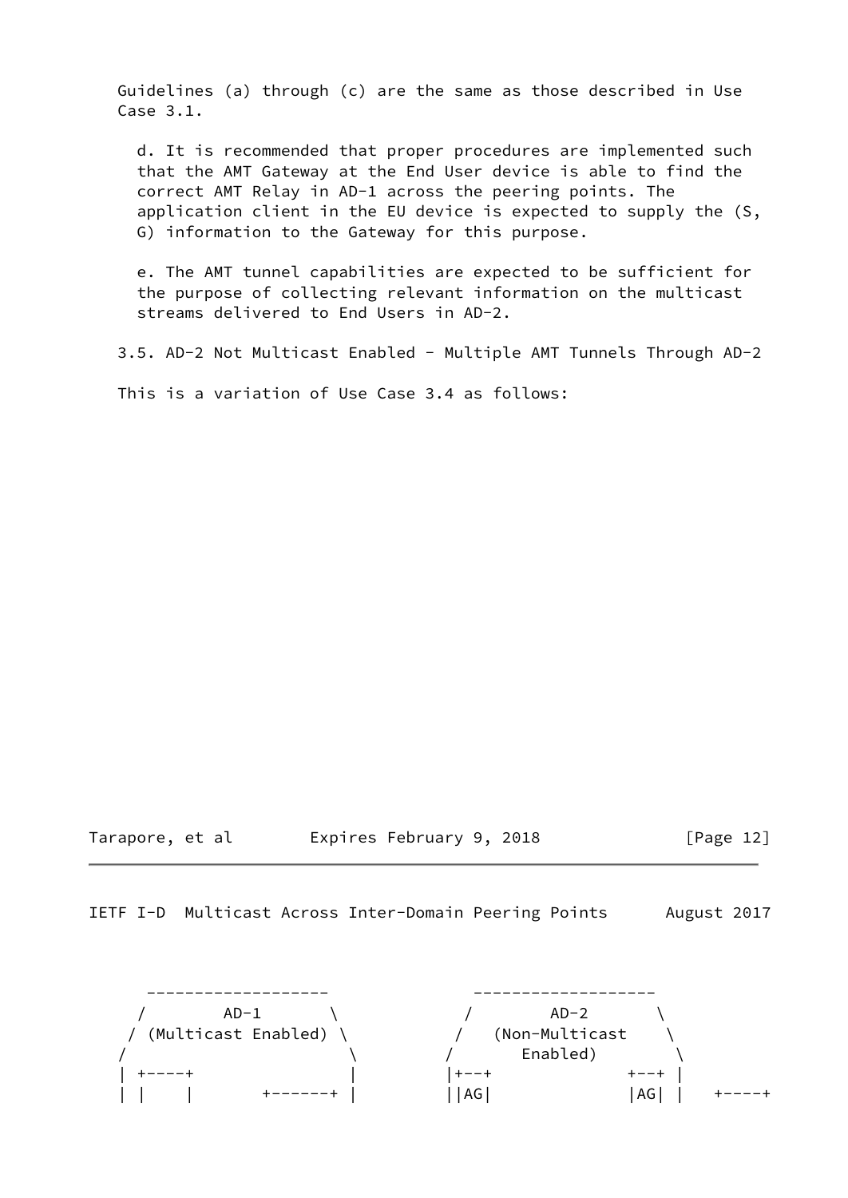Guidelines (a) through (c) are the same as those described in Use Case 3.1.

d. It is recommended that proper procedures are implemented such that the AMT Gateway at the End User device is able to find the correct AMT Relay in AD-1 across the peering points. The application client in the EU device is expected to supply the (S, G) information to the Gateway for this purpose.

e. The AMT tunnel capabilities are expected to be sufficient for the purpose of collecting relevant information on the multicast streams delivered to End Users in AD-2.

### 3.5. AD-2 Not Multicast Enabled - Multiple AMT Tunnels Through AD-2

This is a variation of Use Case 3.4 as follows:

```
      -------------------           -------------------
     /        AD-1       \         /        AD-2       \
    / (Multicast Enabled) \       /   (Non-Multicast    \
   /                       \     /       Enabled)        \
   | +----+                |     |+--+              +--+ |
   | |    |       +------+ |     ||AG|              |AG| |   +----+
```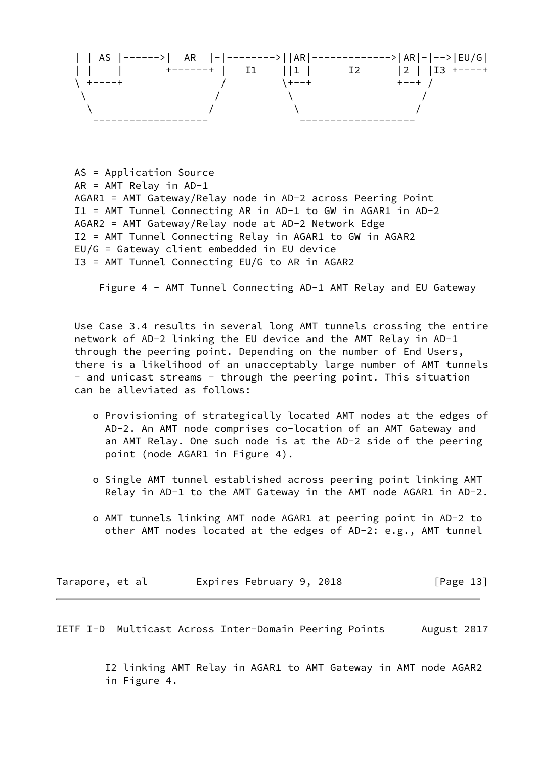```
  | | AS |------>|  AR  |-|-------->||AR|------------->|AR|-|-->|EU/G|
  | |    |       +------+ |   I1    ||1 |      I2      |2 | |I3 +----+
  \ +----+               /         \+--+              +--+ /
   \                    /           \                     /
    \                  /             \                   /
     ------------------               ------------------
```

AS = Application Source
AR = AMT Relay in AD-1
AGAR1 = AMT Gateway/Relay node in AD-2 across Peering Point
I1 = AMT Tunnel Connecting AR in AD-1 to GW in AGAR1 in AD-2
AGAR2 = AMT Gateway/Relay node at AD-2 Network Edge
I2 = AMT Tunnel Connecting Relay in AGAR1 to GW in AGAR2
EU/G = Gateway client embedded in EU device
I3 = AMT Tunnel Connecting EU/G to AR in AGAR2

Figure 4 - AMT Tunnel Connecting AD-1 AMT Relay and EU Gateway

Use Case 3.4 results in several long AMT tunnels crossing the entire network of AD-2 linking the EU device and the AMT Relay in AD-1 through the peering point. Depending on the number of End Users, there is a likelihood of an unacceptably large number of AMT tunnels - and unicast streams - through the peering point. This situation can be alleviated as follows:

- Provisioning of strategically located AMT nodes at the edges of AD-2. An AMT node comprises co-location of an AMT Gateway and an AMT Relay. One such node is at the AD-2 side of the peering point (node AGAR1 in Figure 4).

- Single AMT tunnel established across peering point linking AMT Relay in AD-1 to the AMT Gateway in the AMT node AGAR1 in AD-2.

- AMT tunnels linking AMT node AGAR1 at peering point in AD-2 to other AMT nodes located at the edges of AD-2: e.g., AMT tunnel I2 linking AMT Relay in AGAR1 to AMT Gateway in AMT node AGAR2 in Figure 4.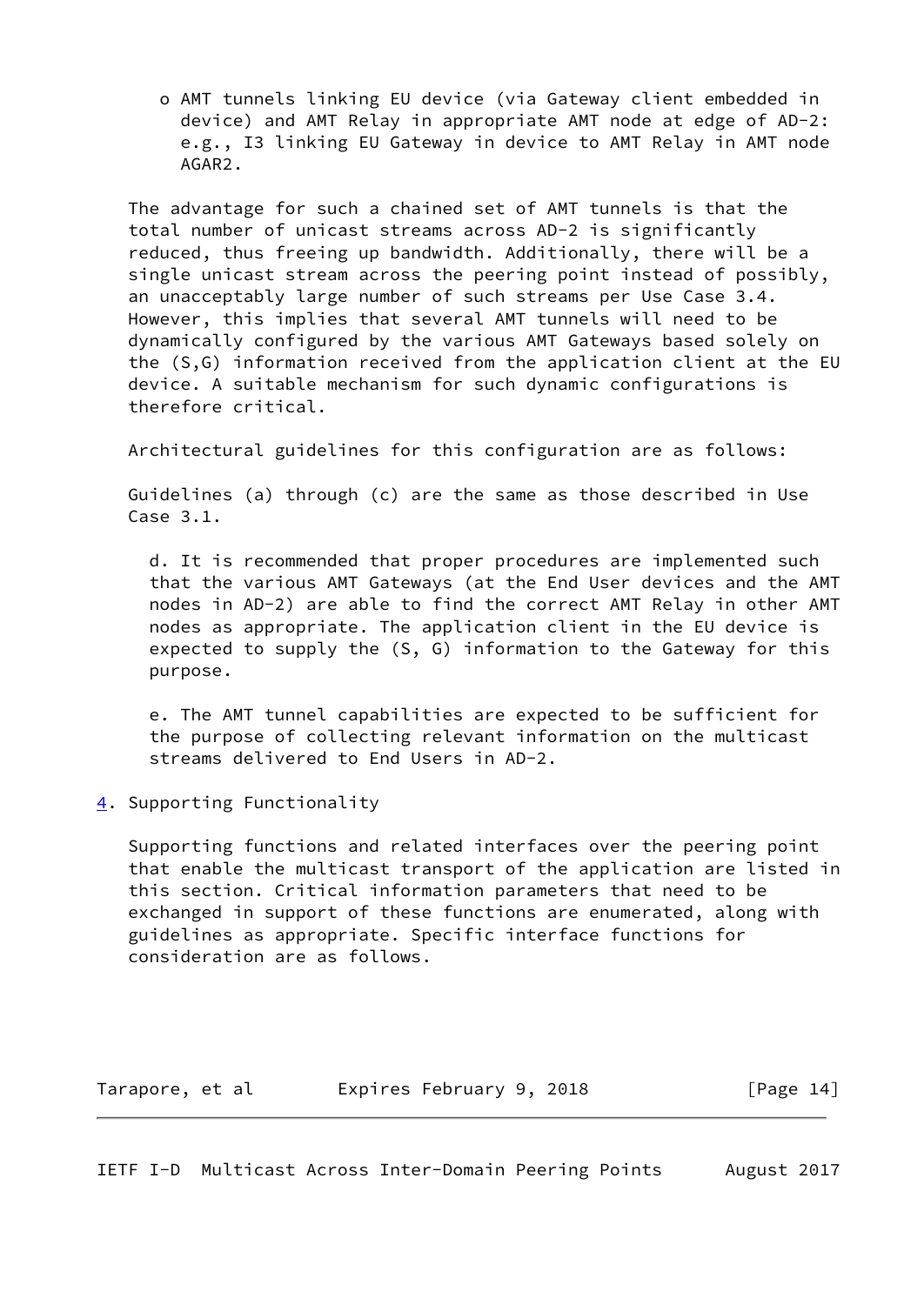- o AMT tunnels linking EU device (via Gateway client embedded in device) and AMT Relay in appropriate AMT node at edge of AD-2: e.g., I3 linking EU Gateway in device to AMT Relay in AMT node AGAR2.

The advantage for such a chained set of AMT tunnels is that the total number of unicast streams across AD-2 is significantly reduced, thus freeing up bandwidth. Additionally, there will be a single unicast stream across the peering point instead of possibly, an unacceptably large number of such streams per Use Case 3.4. However, this implies that several AMT tunnels will need to be dynamically configured by the various AMT Gateways based solely on the (S,G) information received from the application client at the EU device. A suitable mechanism for such dynamic configurations is therefore critical.

Architectural guidelines for this configuration are as follows:

Guidelines (a) through (c) are the same as those described in Use Case 3.1.

d. It is recommended that proper procedures are implemented such that the various AMT Gateways (at the End User devices and the AMT nodes in AD-2) are able to find the correct AMT Relay in other AMT nodes as appropriate. The application client in the EU device is expected to supply the (S, G) information to the Gateway for this purpose.

e. The AMT tunnel capabilities are expected to be sufficient for the purpose of collecting relevant information on the multicast streams delivered to End Users in AD-2.

# 4. Supporting Functionality

Supporting functions and related interfaces over the peering point that enable the multicast transport of the application are listed in this section. Critical information parameters that need to be exchanged in support of these functions are enumerated, along with guidelines as appropriate. Specific interface functions for consideration are as follows.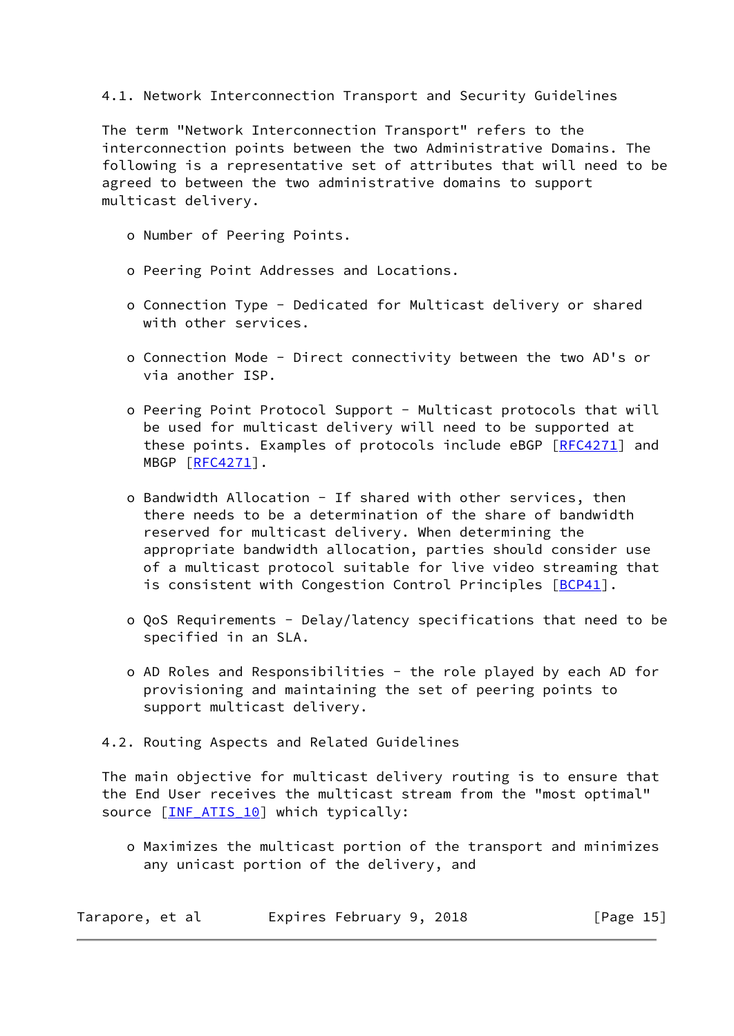### 4.1. Network Interconnection Transport and Security Guidelines

The term "Network Interconnection Transport" refers to the interconnection points between the two Administrative Domains. The following is a representative set of attributes that will need to be agreed to between the two administrative domains to support multicast delivery.

- Number of Peering Points.
- Peering Point Addresses and Locations.
- Connection Type - Dedicated for Multicast delivery or shared with other services.
- Connection Mode - Direct connectivity between the two AD's or via another ISP.
- Peering Point Protocol Support - Multicast protocols that will be used for multicast delivery will need to be supported at these points. Examples of protocols include eBGP [RFC4271] and MBGP [RFC4271].
- Bandwidth Allocation - If shared with other services, then there needs to be a determination of the share of bandwidth reserved for multicast delivery. When determining the appropriate bandwidth allocation, parties should consider use of a multicast protocol suitable for live video streaming that is consistent with Congestion Control Principles [BCP41].
- QoS Requirements - Delay/latency specifications that need to be specified in an SLA.
- AD Roles and Responsibilities - the role played by each AD for provisioning and maintaining the set of peering points to support multicast delivery.

### 4.2. Routing Aspects and Related Guidelines

The main objective for multicast delivery routing is to ensure that the End User receives the multicast stream from the "most optimal" source [INF_ATIS_10] which typically:

- Maximizes the multicast portion of the transport and minimizes any unicast portion of the delivery, and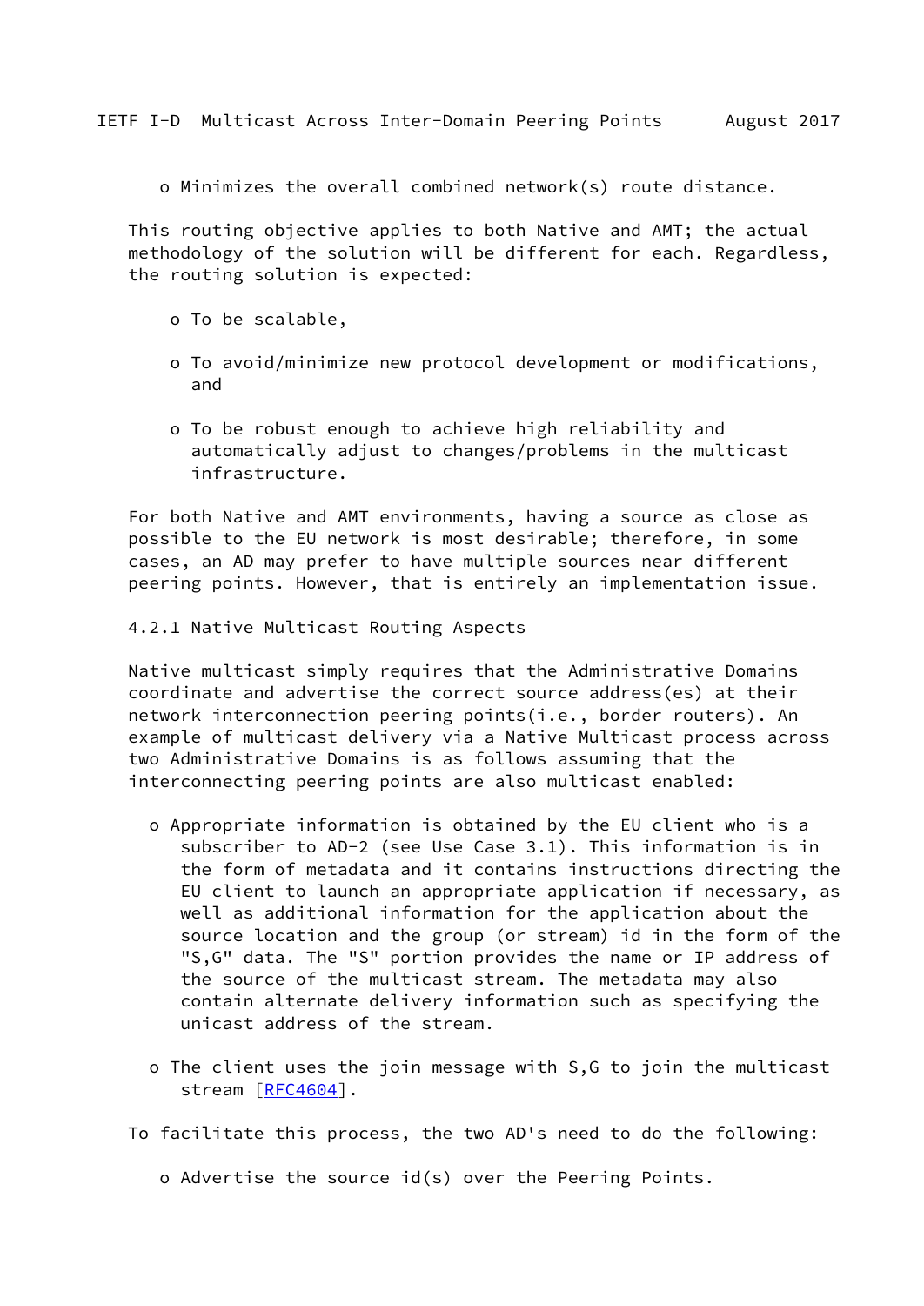- Minimizes the overall combined network(s) route distance.

This routing objective applies to both Native and AMT; the actual methodology of the solution will be different for each. Regardless, the routing solution is expected:

- To be scalable,
- To avoid/minimize new protocol development or modifications, and
- To be robust enough to achieve high reliability and automatically adjust to changes/problems in the multicast infrastructure.

For both Native and AMT environments, having a source as close as possible to the EU network is most desirable; therefore, in some cases, an AD may prefer to have multiple sources near different peering points. However, that is entirely an implementation issue.

### 4.2.1 Native Multicast Routing Aspects

Native multicast simply requires that the Administrative Domains coordinate and advertise the correct source address(es) at their network interconnection peering points(i.e., border routers). An example of multicast delivery via a Native Multicast process across two Administrative Domains is as follows assuming that the interconnecting peering points are also multicast enabled:

- Appropriate information is obtained by the EU client who is a subscriber to AD-2 (see Use Case 3.1). This information is in the form of metadata and it contains instructions directing the EU client to launch an appropriate application if necessary, as well as additional information for the application about the source location and the group (or stream) id in the form of the "S,G" data. The "S" portion provides the name or IP address of the source of the multicast stream. The metadata may also contain alternate delivery information such as specifying the unicast address of the stream.
- The client uses the join message with S,G to join the multicast stream [RFC4604].

To facilitate this process, the two AD's need to do the following:

- Advertise the source id(s) over the Peering Points.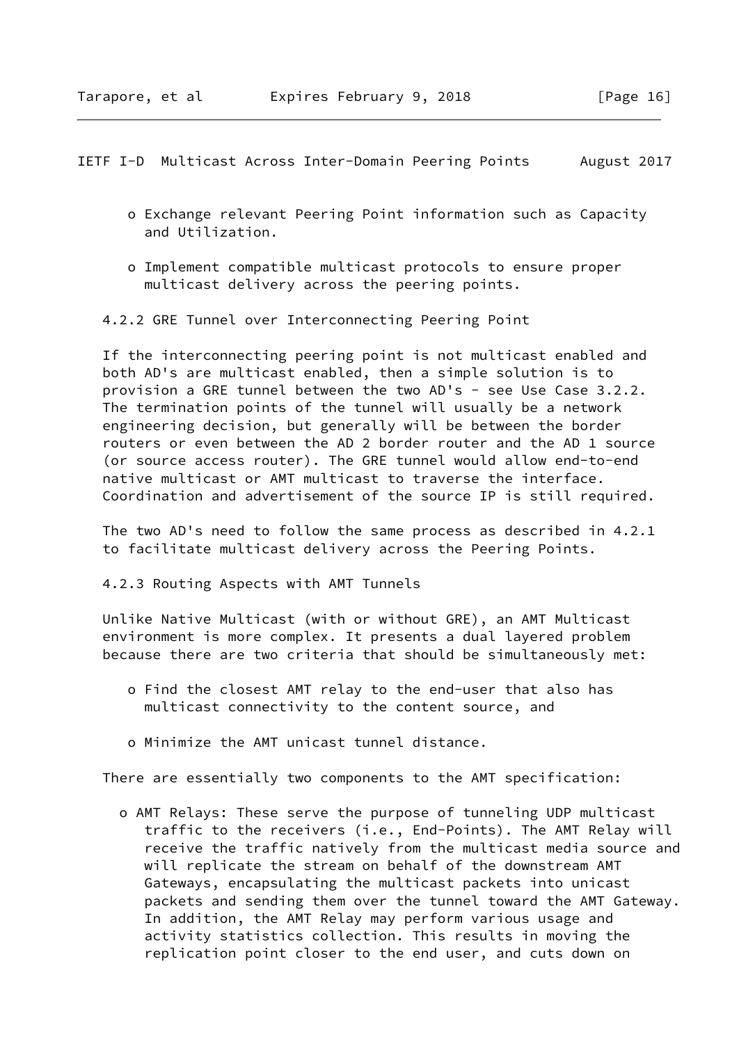- Exchange relevant Peering Point information such as Capacity and Utilization.

- Implement compatible multicast protocols to ensure proper multicast delivery across the peering points.

### 4.2.2 GRE Tunnel over Interconnecting Peering Point

If the interconnecting peering point is not multicast enabled and both AD's are multicast enabled, then a simple solution is to provision a GRE tunnel between the two AD's - see Use Case 3.2.2. The termination points of the tunnel will usually be a network engineering decision, but generally will be between the border routers or even between the AD 2 border router and the AD 1 source (or source access router). The GRE tunnel would allow end-to-end native multicast or AMT multicast to traverse the interface. Coordination and advertisement of the source IP is still required.

The two AD's need to follow the same process as described in 4.2.1 to facilitate multicast delivery across the Peering Points.

### 4.2.3 Routing Aspects with AMT Tunnels

Unlike Native Multicast (with or without GRE), an AMT Multicast environment is more complex. It presents a dual layered problem because there are two criteria that should be simultaneously met:

- Find the closest AMT relay to the end-user that also has multicast connectivity to the content source, and

- Minimize the AMT unicast tunnel distance.

There are essentially two components to the AMT specification:

- AMT Relays: These serve the purpose of tunneling UDP multicast traffic to the receivers (i.e., End-Points). The AMT Relay will receive the traffic natively from the multicast media source and will replicate the stream on behalf of the downstream AMT Gateways, encapsulating the multicast packets into unicast packets and sending them over the tunnel toward the AMT Gateway. In addition, the AMT Relay may perform various usage and activity statistics collection. This results in moving the replication point closer to the end user, and cuts down on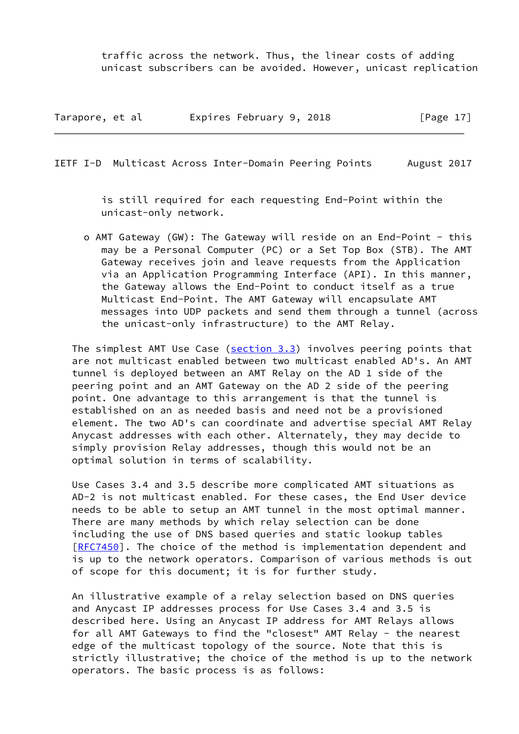traffic across the network. Thus, the linear costs of adding unicast subscribers can be avoided. However, unicast replication is still required for each requesting End-Point within the unicast-only network.

- AMT Gateway (GW): The Gateway will reside on an End-Point - this may be a Personal Computer (PC) or a Set Top Box (STB). The AMT Gateway receives join and leave requests from the Application via an Application Programming Interface (API). In this manner, the Gateway allows the End-Point to conduct itself as a true Multicast End-Point. The AMT Gateway will encapsulate AMT messages into UDP packets and send them through a tunnel (across the unicast-only infrastructure) to the AMT Relay.

The simplest AMT Use Case (section 3.3) involves peering points that are not multicast enabled between two multicast enabled AD's. An AMT tunnel is deployed between an AMT Relay on the AD 1 side of the peering point and an AMT Gateway on the AD 2 side of the peering point. One advantage to this arrangement is that the tunnel is established on an as needed basis and need not be a provisioned element. The two AD's can coordinate and advertise special AMT Relay Anycast addresses with each other. Alternately, they may decide to simply provision Relay addresses, though this would not be an optimal solution in terms of scalability.

Use Cases 3.4 and 3.5 describe more complicated AMT situations as AD-2 is not multicast enabled. For these cases, the End User device needs to be able to setup an AMT tunnel in the most optimal manner. There are many methods by which relay selection can be done including the use of DNS based queries and static lookup tables [RFC7450]. The choice of the method is implementation dependent and is up to the network operators. Comparison of various methods is out of scope for this document; it is for further study.

An illustrative example of a relay selection based on DNS queries and Anycast IP addresses process for Use Cases 3.4 and 3.5 is described here. Using an Anycast IP address for AMT Relays allows for all AMT Gateways to find the "closest" AMT Relay - the nearest edge of the multicast topology of the source. Note that this is strictly illustrative; the choice of the method is up to the network operators. The basic process is as follows: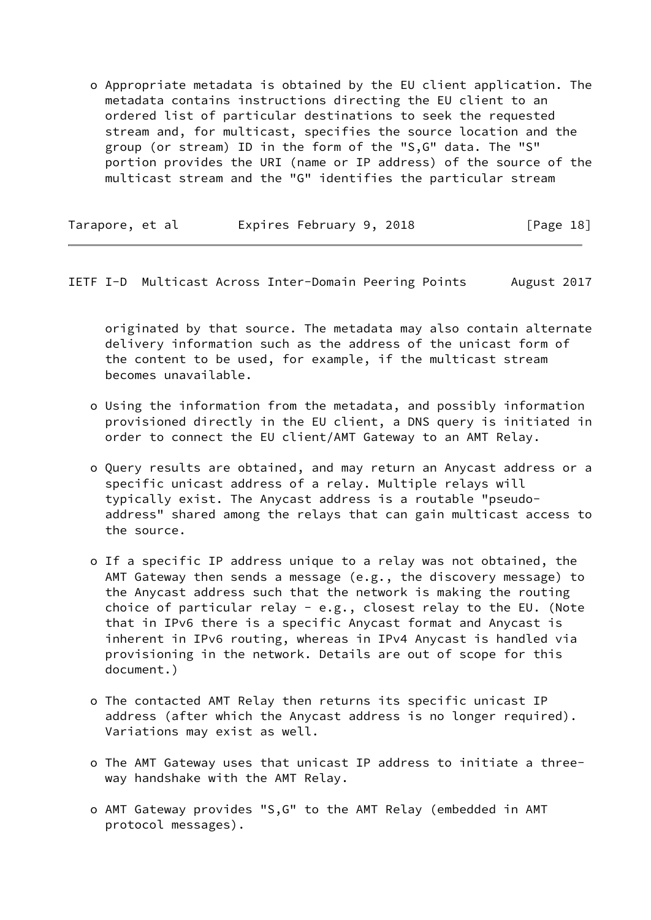- Appropriate metadata is obtained by the EU client application. The metadata contains instructions directing the EU client to an ordered list of particular destinations to seek the requested stream and, for multicast, specifies the source location and the group (or stream) ID in the form of the "S,G" data. The "S" portion provides the URI (name or IP address) of the source of the multicast stream and the "G" identifies the particular stream originated by that source. The metadata may also contain alternate delivery information such as the address of the unicast form of the content to be used, for example, if the multicast stream becomes unavailable.

- Using the information from the metadata, and possibly information provisioned directly in the EU client, a DNS query is initiated in order to connect the EU client/AMT Gateway to an AMT Relay.

- Query results are obtained, and may return an Anycast address or a specific unicast address of a relay. Multiple relays will typically exist. The Anycast address is a routable "pseudo-address" shared among the relays that can gain multicast access to the source.

- If a specific IP address unique to a relay was not obtained, the AMT Gateway then sends a message (e.g., the discovery message) to the Anycast address such that the network is making the routing choice of particular relay - e.g., closest relay to the EU. (Note that in IPv6 there is a specific Anycast format and Anycast is inherent in IPv6 routing, whereas in IPv4 Anycast is handled via provisioning in the network. Details are out of scope for this document.)

- The contacted AMT Relay then returns its specific unicast IP address (after which the Anycast address is no longer required). Variations may exist as well.

- The AMT Gateway uses that unicast IP address to initiate a three-way handshake with the AMT Relay.

- AMT Gateway provides "S,G" to the AMT Relay (embedded in AMT protocol messages).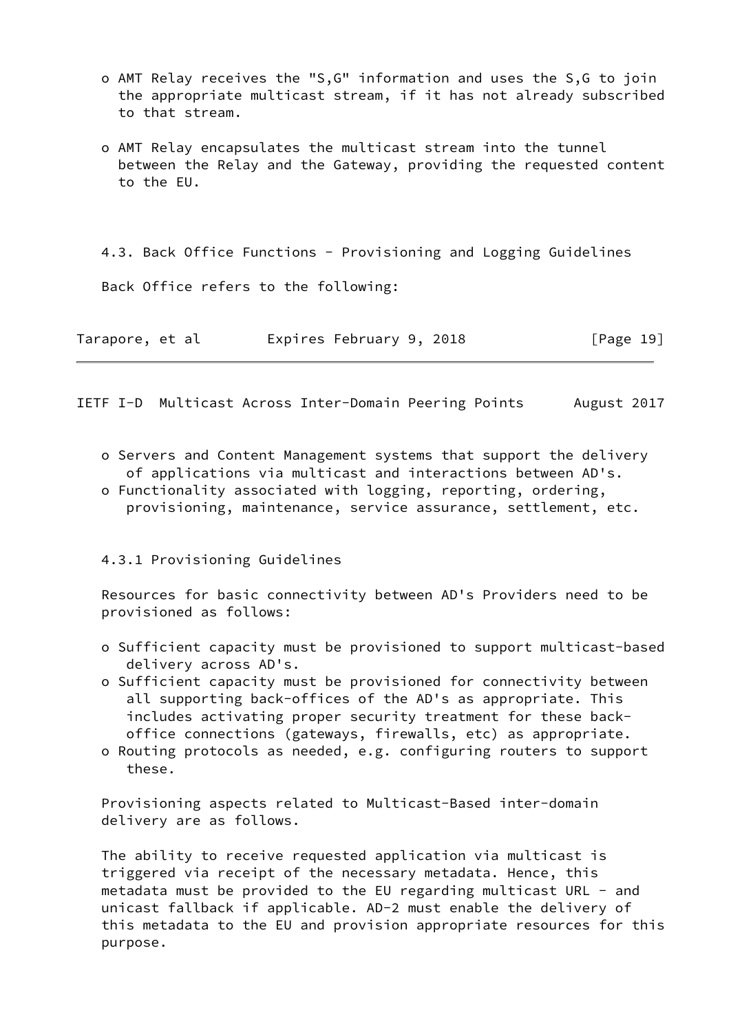- AMT Relay receives the "S,G" information and uses the S,G to join the appropriate multicast stream, if it has not already subscribed to that stream.

- AMT Relay encapsulates the multicast stream into the tunnel between the Relay and the Gateway, providing the requested content to the EU.

### 4.3. Back Office Functions - Provisioning and Logging Guidelines

Back Office refers to the following:

- Servers and Content Management systems that support the delivery of applications via multicast and interactions between AD's.
- Functionality associated with logging, reporting, ordering, provisioning, maintenance, service assurance, settlement, etc.

#### 4.3.1 Provisioning Guidelines

Resources for basic connectivity between AD's Providers need to be provisioned as follows:

- Sufficient capacity must be provisioned to support multicast-based delivery across AD's.
- Sufficient capacity must be provisioned for connectivity between all supporting back-offices of the AD's as appropriate. This includes activating proper security treatment for these back-office connections (gateways, firewalls, etc) as appropriate.
- Routing protocols as needed, e.g. configuring routers to support these.

Provisioning aspects related to Multicast-Based inter-domain delivery are as follows.

The ability to receive requested application via multicast is triggered via receipt of the necessary metadata. Hence, this metadata must be provided to the EU regarding multicast URL - and unicast fallback if applicable. AD-2 must enable the delivery of this metadata to the EU and provision appropriate resources for this purpose.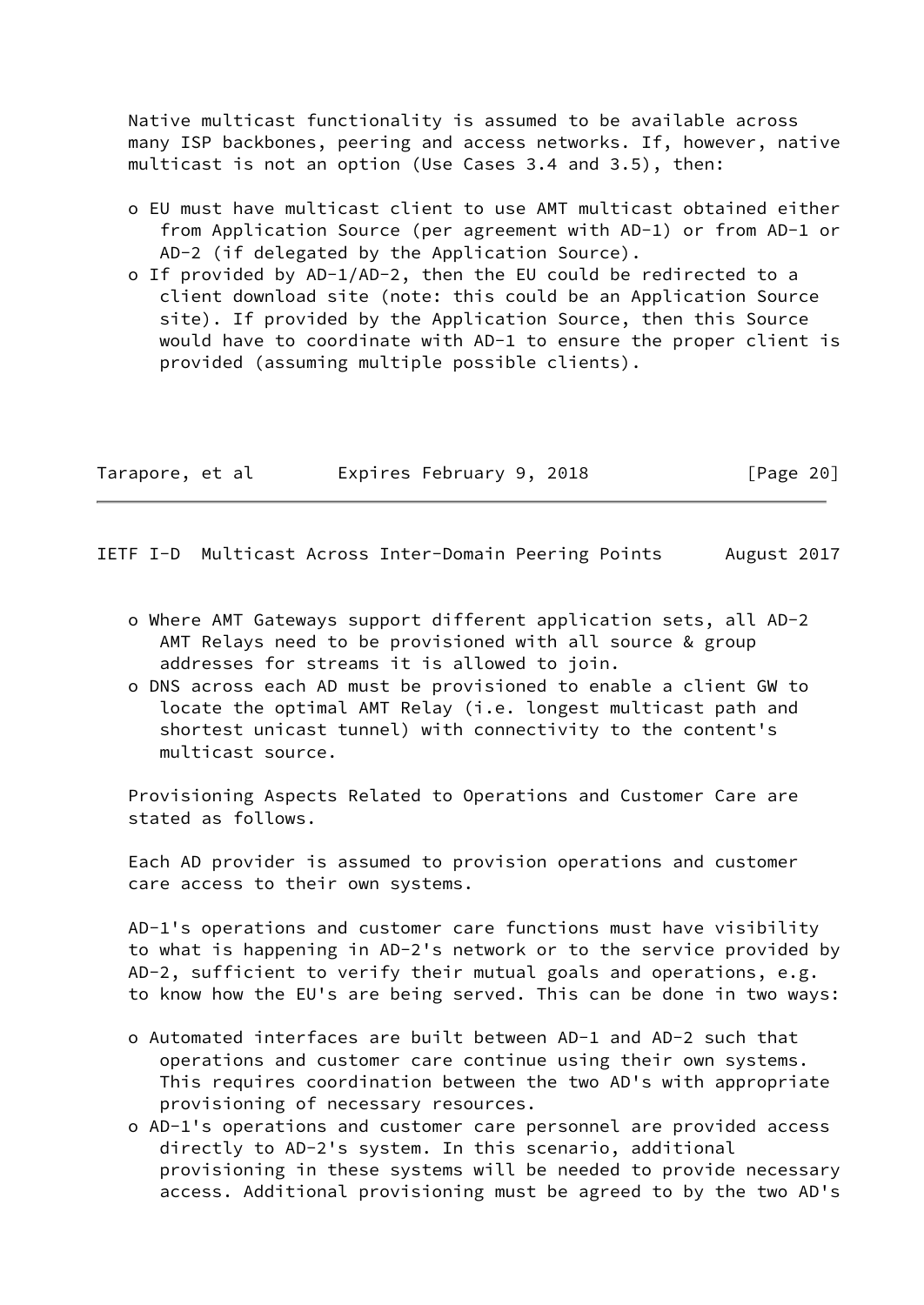Native multicast functionality is assumed to be available across many ISP backbones, peering and access networks. If, however, native multicast is not an option (Use Cases 3.4 and 3.5), then:

- EU must have multicast client to use AMT multicast obtained either from Application Source (per agreement with AD-1) or from AD-1 or AD-2 (if delegated by the Application Source).
- If provided by AD-1/AD-2, then the EU could be redirected to a client download site (note: this could be an Application Source site). If provided by the Application Source, then this Source would have to coordinate with AD-1 to ensure the proper client is provided (assuming multiple possible clients).
- Where AMT Gateways support different application sets, all AD-2 AMT Relays need to be provisioned with all source & group addresses for streams it is allowed to join.
- DNS across each AD must be provisioned to enable a client GW to locate the optimal AMT Relay (i.e. longest multicast path and shortest unicast tunnel) with connectivity to the content's multicast source.

Provisioning Aspects Related to Operations and Customer Care are stated as follows.

Each AD provider is assumed to provision operations and customer care access to their own systems.

AD-1's operations and customer care functions must have visibility to what is happening in AD-2's network or to the service provided by AD-2, sufficient to verify their mutual goals and operations, e.g. to know how the EU's are being served. This can be done in two ways:

- Automated interfaces are built between AD-1 and AD-2 such that operations and customer care continue using their own systems. This requires coordination between the two AD's with appropriate provisioning of necessary resources.
- AD-1's operations and customer care personnel are provided access directly to AD-2's system. In this scenario, additional provisioning in these systems will be needed to provide necessary access. Additional provisioning must be agreed to by the two AD's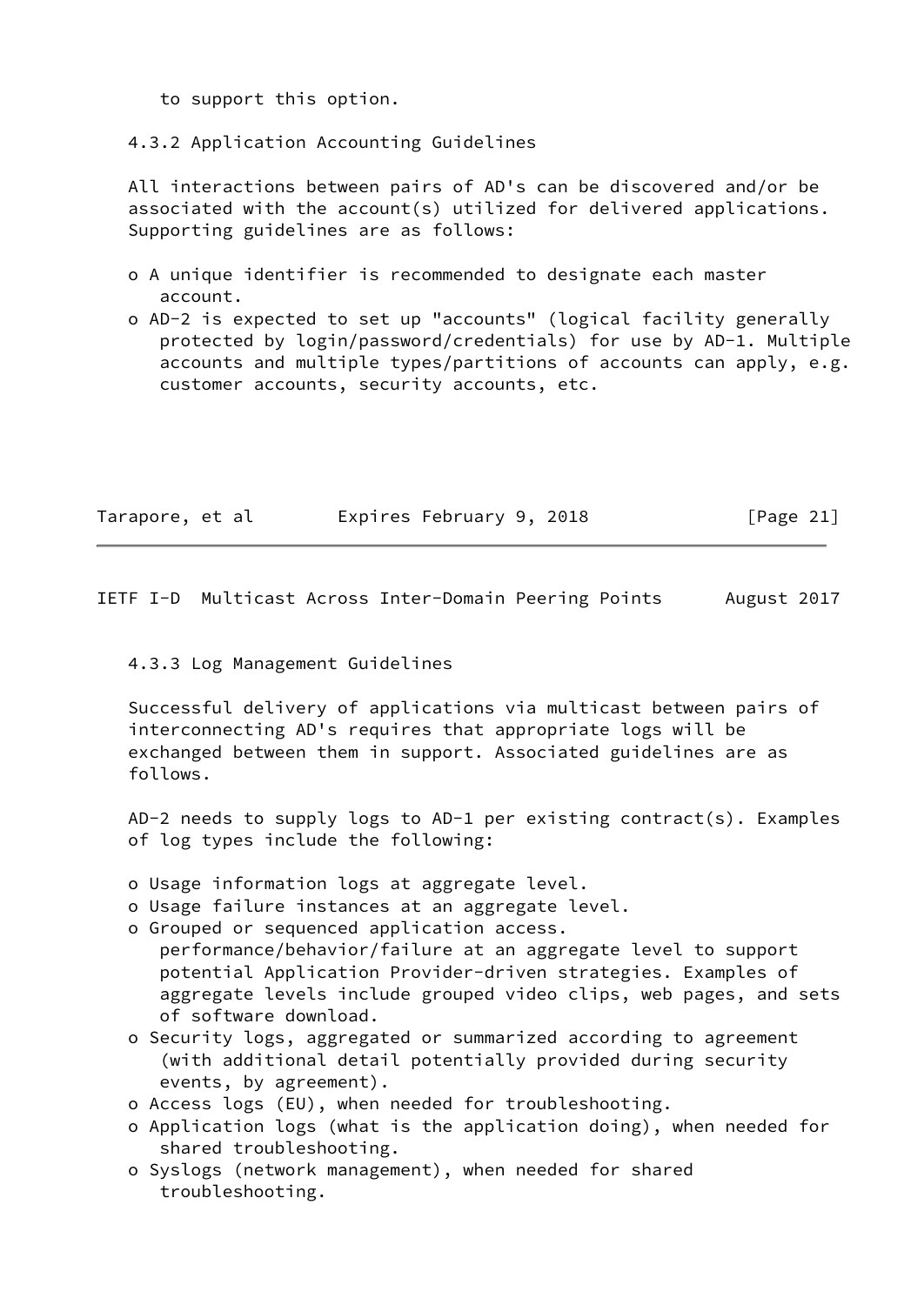to support this option.

#### 4.3.2 Application Accounting Guidelines

All interactions between pairs of AD's can be discovered and/or be associated with the account(s) utilized for delivered applications. Supporting guidelines are as follows:

- A unique identifier is recommended to designate each master account.
- AD-2 is expected to set up "accounts" (logical facility generally protected by login/password/credentials) for use by AD-1. Multiple accounts and multiple types/partitions of accounts can apply, e.g. customer accounts, security accounts, etc.

#### 4.3.3 Log Management Guidelines

Successful delivery of applications via multicast between pairs of interconnecting AD's requires that appropriate logs will be exchanged between them in support. Associated guidelines are as follows.

AD-2 needs to supply logs to AD-1 per existing contract(s). Examples of log types include the following:

- Usage information logs at aggregate level.
- Usage failure instances at an aggregate level.
- Grouped or sequenced application access. performance/behavior/failure at an aggregate level to support potential Application Provider-driven strategies. Examples of aggregate levels include grouped video clips, web pages, and sets of software download.
- Security logs, aggregated or summarized according to agreement (with additional detail potentially provided during security events, by agreement).
- Access logs (EU), when needed for troubleshooting.
- Application logs (what is the application doing), when needed for shared troubleshooting.
- Syslogs (network management), when needed for shared troubleshooting.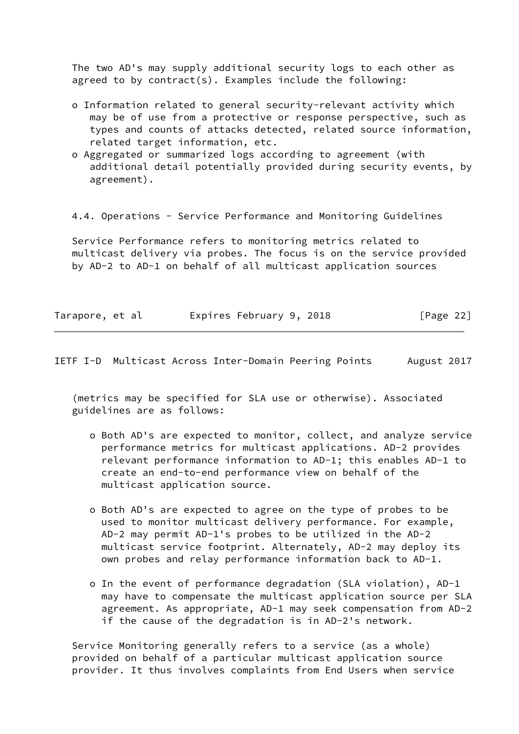The two AD's may supply additional security logs to each other as agreed to by contract(s). Examples include the following:

- Information related to general security-relevant activity which may be of use from a protective or response perspective, such as types and counts of attacks detected, related source information, related target information, etc.
- Aggregated or summarized logs according to agreement (with additional detail potentially provided during security events, by agreement).

## 4.4. Operations - Service Performance and Monitoring Guidelines

Service Performance refers to monitoring metrics related to multicast delivery via probes. The focus is on the service provided by AD-2 to AD-1 on behalf of all multicast application sources (metrics may be specified for SLA use or otherwise). Associated guidelines are as follows:

- Both AD's are expected to monitor, collect, and analyze service performance metrics for multicast applications. AD-2 provides relevant performance information to AD-1; this enables AD-1 to create an end-to-end performance view on behalf of the multicast application source.

- Both AD's are expected to agree on the type of probes to be used to monitor multicast delivery performance. For example, AD-2 may permit AD-1's probes to be utilized in the AD-2 multicast service footprint. Alternately, AD-2 may deploy its own probes and relay performance information back to AD-1.

- In the event of performance degradation (SLA violation), AD-1 may have to compensate the multicast application source per SLA agreement. As appropriate, AD-1 may seek compensation from AD-2 if the cause of the degradation is in AD-2's network.

Service Monitoring generally refers to a service (as a whole) provided on behalf of a particular multicast application source provider. It thus involves complaints from End Users when service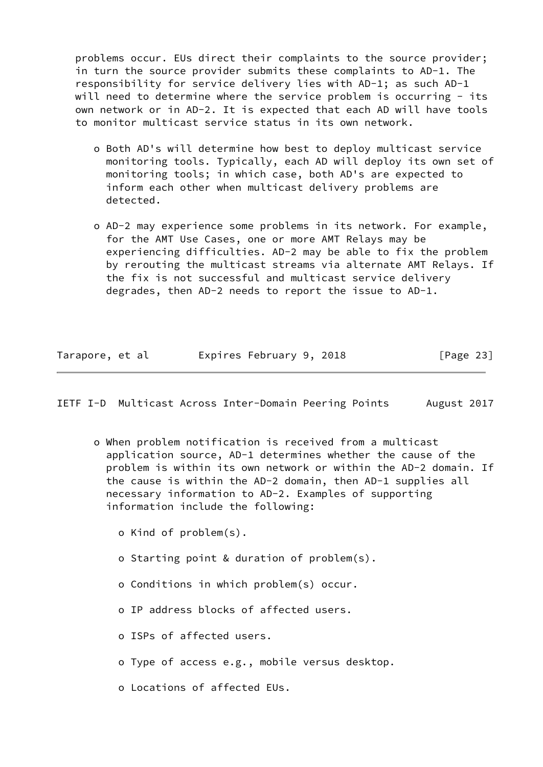problems occur. EUs direct their complaints to the source provider; in turn the source provider submits these complaints to AD-1. The responsibility for service delivery lies with AD-1; as such AD-1 will need to determine where the service problem is occurring - its own network or in AD-2. It is expected that each AD will have tools to monitor multicast service status in its own network.

- Both AD's will determine how best to deploy multicast service monitoring tools. Typically, each AD will deploy its own set of monitoring tools; in which case, both AD's are expected to inform each other when multicast delivery problems are detected.

- AD-2 may experience some problems in its network. For example, for the AMT Use Cases, one or more AMT Relays may be experiencing difficulties. AD-2 may be able to fix the problem by rerouting the multicast streams via alternate AMT Relays. If the fix is not successful and multicast service delivery degrades, then AD-2 needs to report the issue to AD-1.

- When problem notification is received from a multicast application source, AD-1 determines whether the cause of the problem is within its own network or within the AD-2 domain. If the cause is within the AD-2 domain, then AD-1 supplies all necessary information to AD-2. Examples of supporting information include the following:

  - Kind of problem(s).

  - Starting point & duration of problem(s).

  - Conditions in which problem(s) occur.

  - IP address blocks of affected users.

  - ISPs of affected users.

  - Type of access e.g., mobile versus desktop.

  - Locations of affected EUs.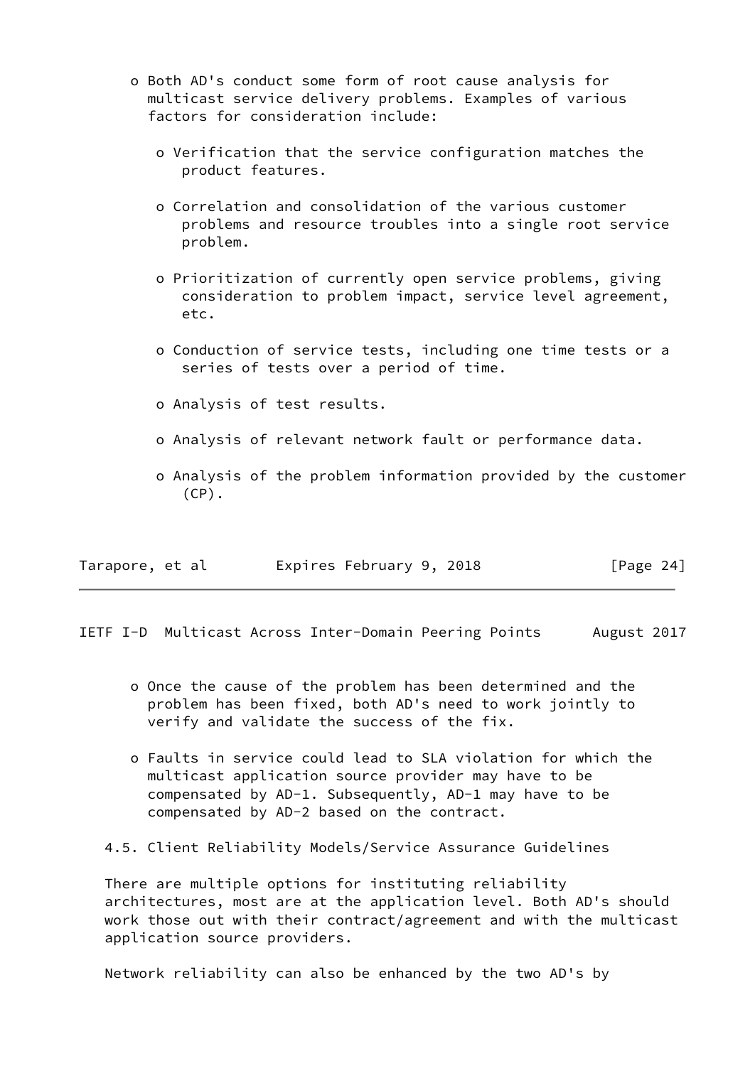- Both AD's conduct some form of root cause analysis for multicast service delivery problems. Examples of various factors for consideration include:

  - Verification that the service configuration matches the product features.

  - Correlation and consolidation of the various customer problems and resource troubles into a single root service problem.

  - Prioritization of currently open service problems, giving consideration to problem impact, service level agreement, etc.

  - Conduction of service tests, including one time tests or a series of tests over a period of time.

  - Analysis of test results.

  - Analysis of relevant network fault or performance data.

  - Analysis of the problem information provided by the customer (CP).

- Once the cause of the problem has been determined and the problem has been fixed, both AD's need to work jointly to verify and validate the success of the fix.

- Faults in service could lead to SLA violation for which the multicast application source provider may have to be compensated by AD-1. Subsequently, AD-1 may have to be compensated by AD-2 based on the contract.

### 4.5. Client Reliability Models/Service Assurance Guidelines

There are multiple options for instituting reliability architectures, most are at the application level. Both AD's should work those out with their contract/agreement and with the multicast application source providers.

Network reliability can also be enhanced by the two AD's by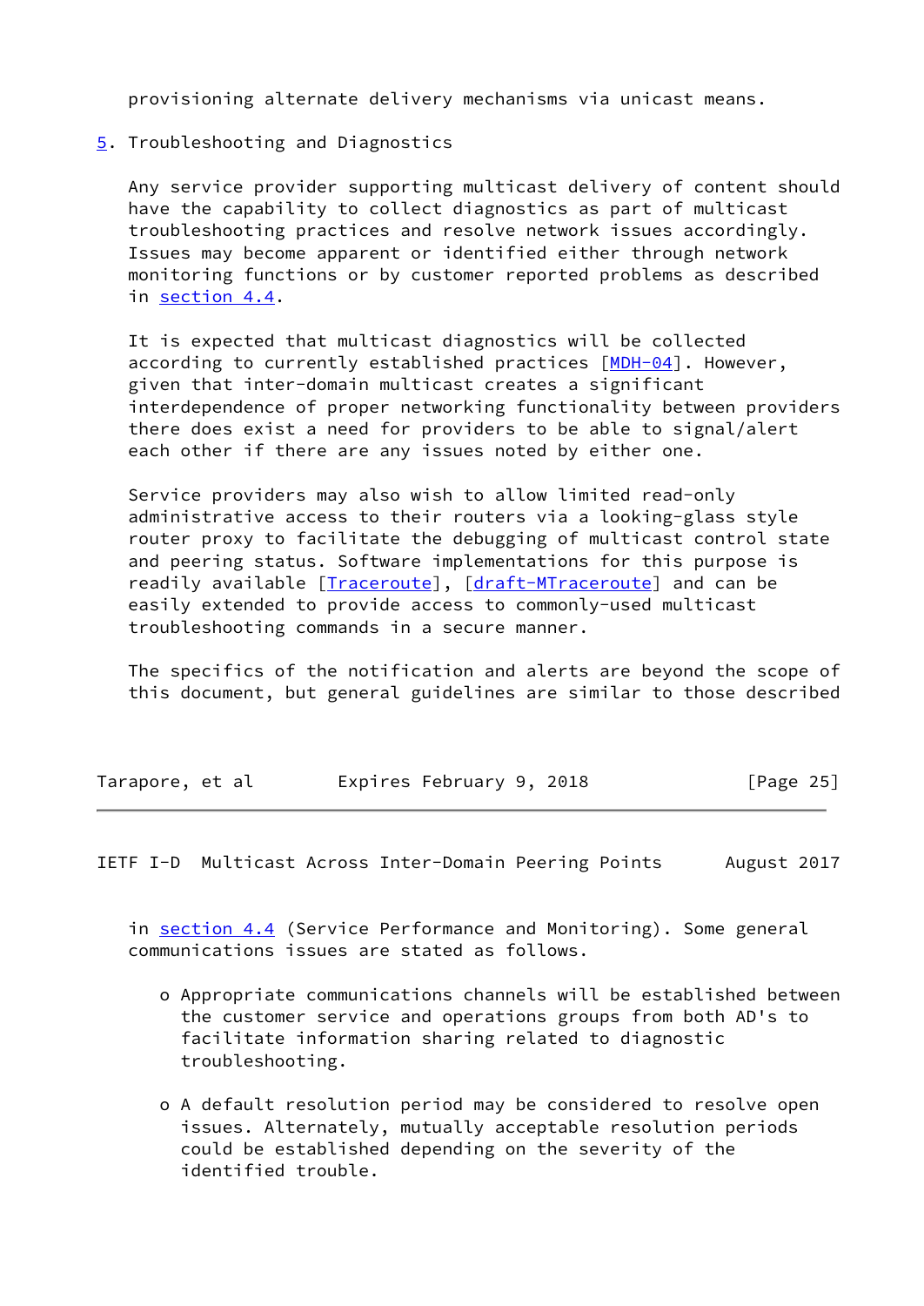provisioning alternate delivery mechanisms via unicast means.

## 5. Troubleshooting and Diagnostics

Any service provider supporting multicast delivery of content should have the capability to collect diagnostics as part of multicast troubleshooting practices and resolve network issues accordingly. Issues may become apparent or identified either through network monitoring functions or by customer reported problems as described in section 4.4.

It is expected that multicast diagnostics will be collected according to currently established practices [MDH-04]. However, given that inter-domain multicast creates a significant interdependence of proper networking functionality between providers there does exist a need for providers to be able to signal/alert each other if there are any issues noted by either one.

Service providers may also wish to allow limited read-only administrative access to their routers via a looking-glass style router proxy to facilitate the debugging of multicast control state and peering status. Software implementations for this purpose is readily available [Traceroute], [draft-MTraceroute] and can be easily extended to provide access to commonly-used multicast troubleshooting commands in a secure manner.

The specifics of the notification and alerts are beyond the scope of this document, but general guidelines are similar to those described in section 4.4 (Service Performance and Monitoring). Some general communications issues are stated as follows.

- o Appropriate communications channels will be established between the customer service and operations groups from both AD's to facilitate information sharing related to diagnostic troubleshooting.

- o A default resolution period may be considered to resolve open issues. Alternately, mutually acceptable resolution periods could be established depending on the severity of the identified trouble.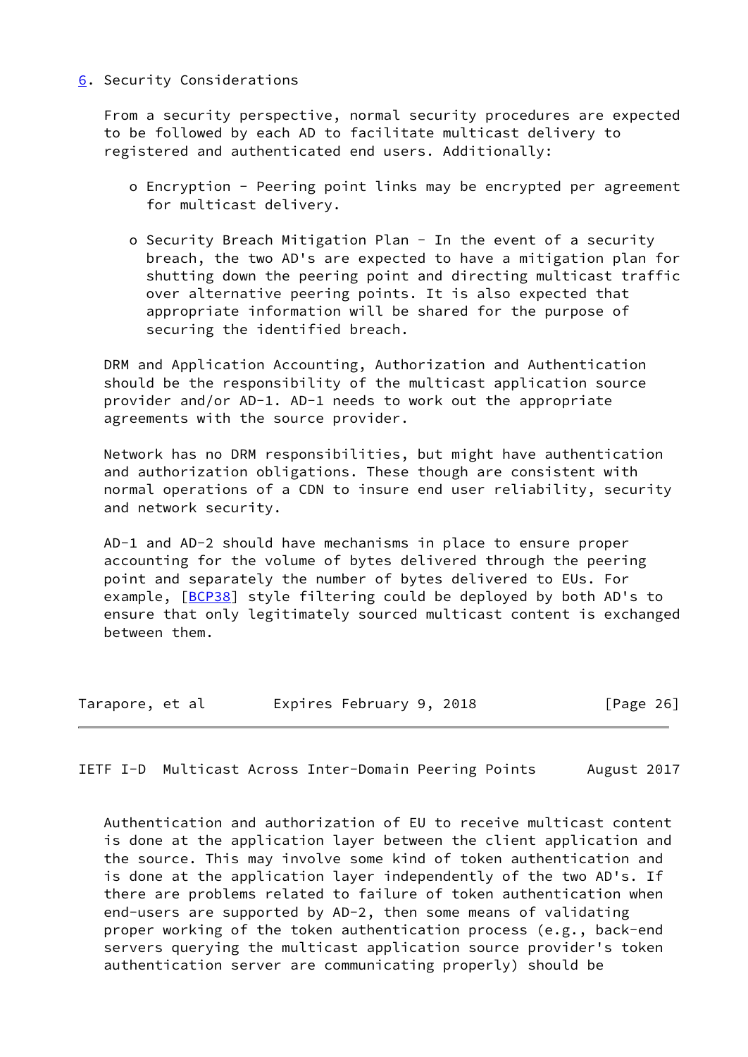## 6. Security Considerations

From a security perspective, normal security procedures are expected to be followed by each AD to facilitate multicast delivery to registered and authenticated end users. Additionally:

- Encryption - Peering point links may be encrypted per agreement for multicast delivery.

- Security Breach Mitigation Plan - In the event of a security breach, the two AD's are expected to have a mitigation plan for shutting down the peering point and directing multicast traffic over alternative peering points. It is also expected that appropriate information will be shared for the purpose of securing the identified breach.

DRM and Application Accounting, Authorization and Authentication should be the responsibility of the multicast application source provider and/or AD-1. AD-1 needs to work out the appropriate agreements with the source provider.

Network has no DRM responsibilities, but might have authentication and authorization obligations. These though are consistent with normal operations of a CDN to insure end user reliability, security and network security.

AD-1 and AD-2 should have mechanisms in place to ensure proper accounting for the volume of bytes delivered through the peering point and separately the number of bytes delivered to EUs. For example, [BCP38] style filtering could be deployed by both AD's to ensure that only legitimately sourced multicast content is exchanged between them.

Authentication and authorization of EU to receive multicast content is done at the application layer between the client application and the source. This may involve some kind of token authentication and is done at the application layer independently of the two AD's. If there are problems related to failure of token authentication when end-users are supported by AD-2, then some means of validating proper working of the token authentication process (e.g., back-end servers querying the multicast application source provider's token authentication server are communicating properly) should be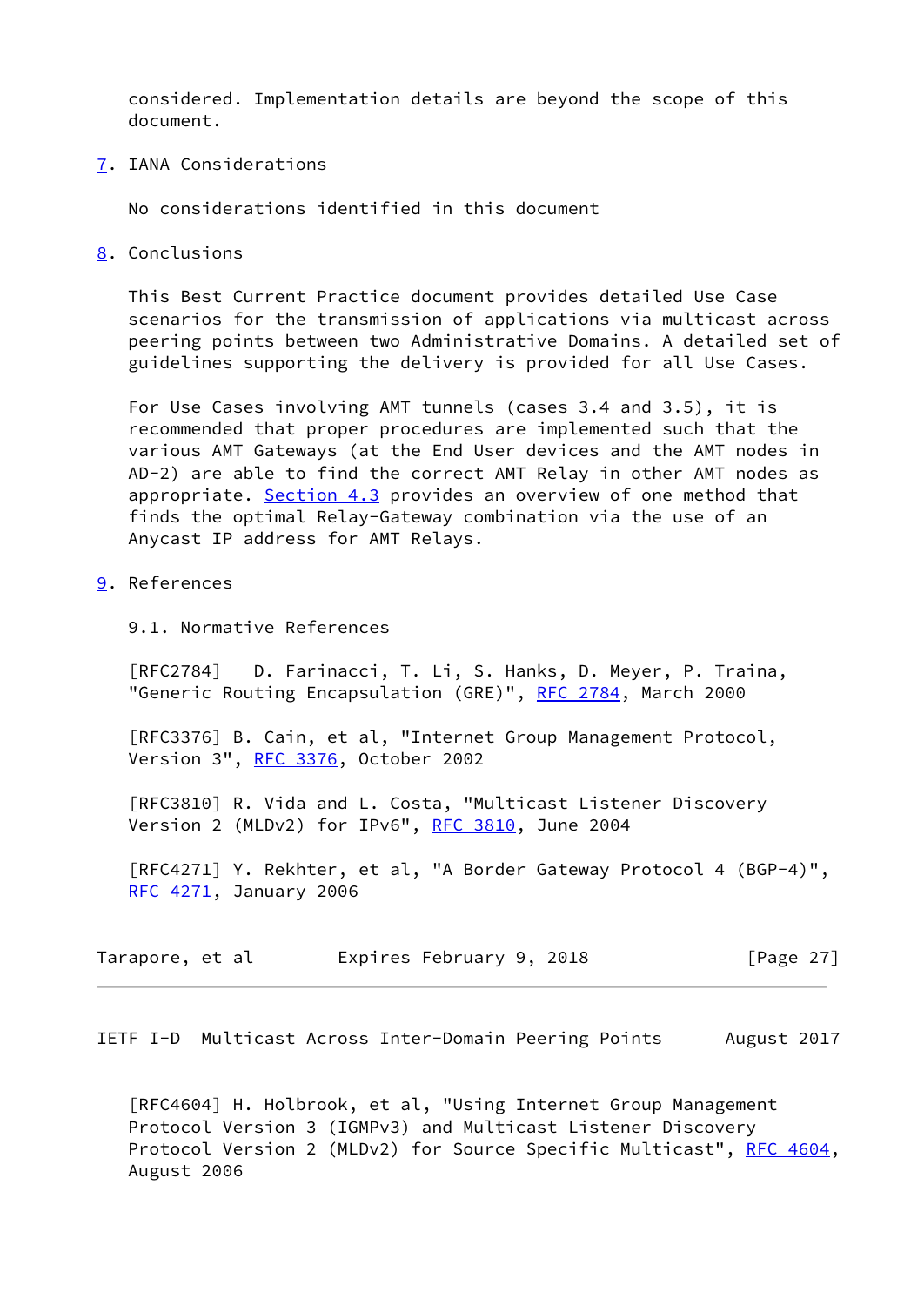considered. Implementation details are beyond the scope of this document.

## 7. IANA Considerations

No considerations identified in this document

## 8. Conclusions

This Best Current Practice document provides detailed Use Case scenarios for the transmission of applications via multicast across peering points between two Administrative Domains. A detailed set of guidelines supporting the delivery is provided for all Use Cases.

For Use Cases involving AMT tunnels (cases 3.4 and 3.5), it is recommended that proper procedures are implemented such that the various AMT Gateways (at the End User devices and the AMT nodes in AD-2) are able to find the correct AMT Relay in other AMT nodes as appropriate. Section 4.3 provides an overview of one method that finds the optimal Relay-Gateway combination via the use of an Anycast IP address for AMT Relays.

## 9. References

### 9.1. Normative References

[RFC2784] D. Farinacci, T. Li, S. Hanks, D. Meyer, P. Traina, "Generic Routing Encapsulation (GRE)", RFC 2784, March 2000

[RFC3376] B. Cain, et al, "Internet Group Management Protocol, Version 3", RFC 3376, October 2002

[RFC3810] R. Vida and L. Costa, "Multicast Listener Discovery Version 2 (MLDv2) for IPv6", RFC 3810, June 2004

[RFC4271] Y. Rekhter, et al, "A Border Gateway Protocol 4 (BGP-4)", RFC 4271, January 2006

[RFC4604] H. Holbrook, et al, "Using Internet Group Management Protocol Version 3 (IGMPv3) and Multicast Listener Discovery Protocol Version 2 (MLDv2) for Source Specific Multicast", RFC 4604, August 2006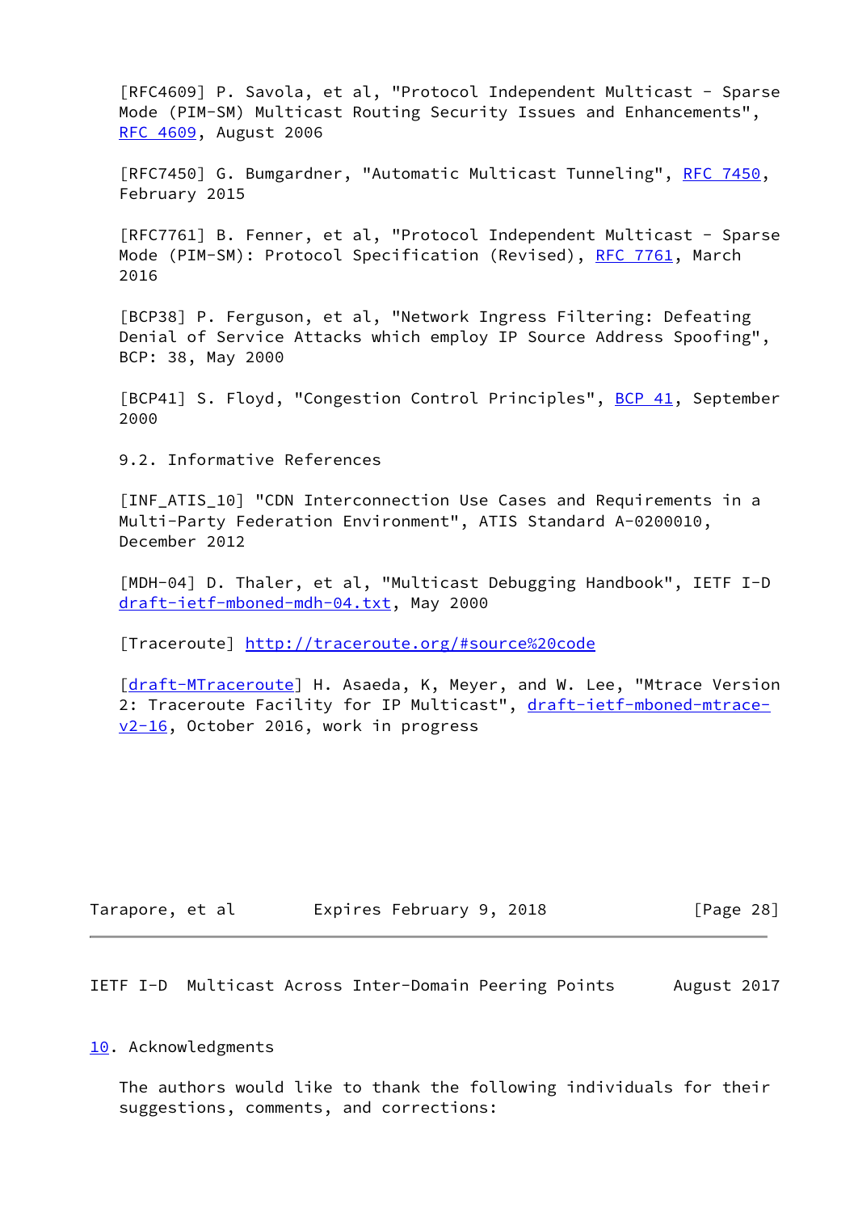[RFC4609] P. Savola, et al, "Protocol Independent Multicast - Sparse Mode (PIM-SM) Multicast Routing Security Issues and Enhancements", RFC 4609, August 2006

[RFC7450] G. Bumgardner, "Automatic Multicast Tunneling", RFC 7450, February 2015

[RFC7761] B. Fenner, et al, "Protocol Independent Multicast - Sparse Mode (PIM-SM): Protocol Specification (Revised), RFC 7761, March 2016

[BCP38] P. Ferguson, et al, "Network Ingress Filtering: Defeating Denial of Service Attacks which employ IP Source Address Spoofing", BCP: 38, May 2000

[BCP41] S. Floyd, "Congestion Control Principles", BCP 41, September 2000

### 9.2. Informative References

[INF_ATIS_10] "CDN Interconnection Use Cases and Requirements in a Multi-Party Federation Environment", ATIS Standard A-0200010, December 2012

[MDH-04] D. Thaler, et al, "Multicast Debugging Handbook", IETF I-D draft-ietf-mboned-mdh-04.txt, May 2000

[Traceroute] http://traceroute.org/#source%20code

[draft-MTraceroute] H. Asaeda, K, Meyer, and W. Lee, "Mtrace Version 2: Traceroute Facility for IP Multicast", draft-ietf-mboned-mtrace-v2-16, October 2016, work in progress

## 10. Acknowledgments

The authors would like to thank the following individuals for their suggestions, comments, and corrections: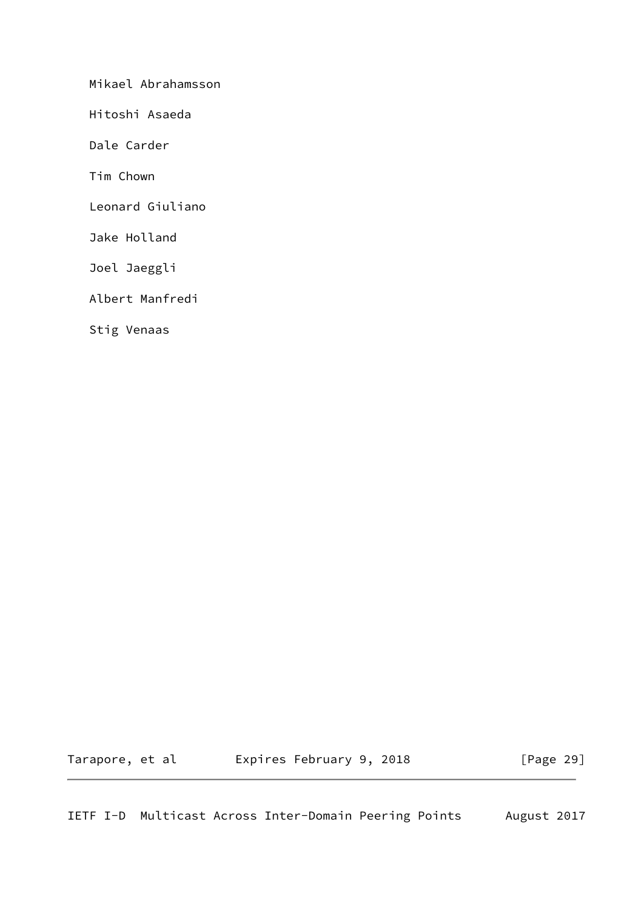Mikael Abrahamsson

Hitoshi Asaeda

Dale Carder

Tim Chown

Leonard Giuliano

Jake Holland

Joel Jaeggli

Albert Manfredi

Stig Venaas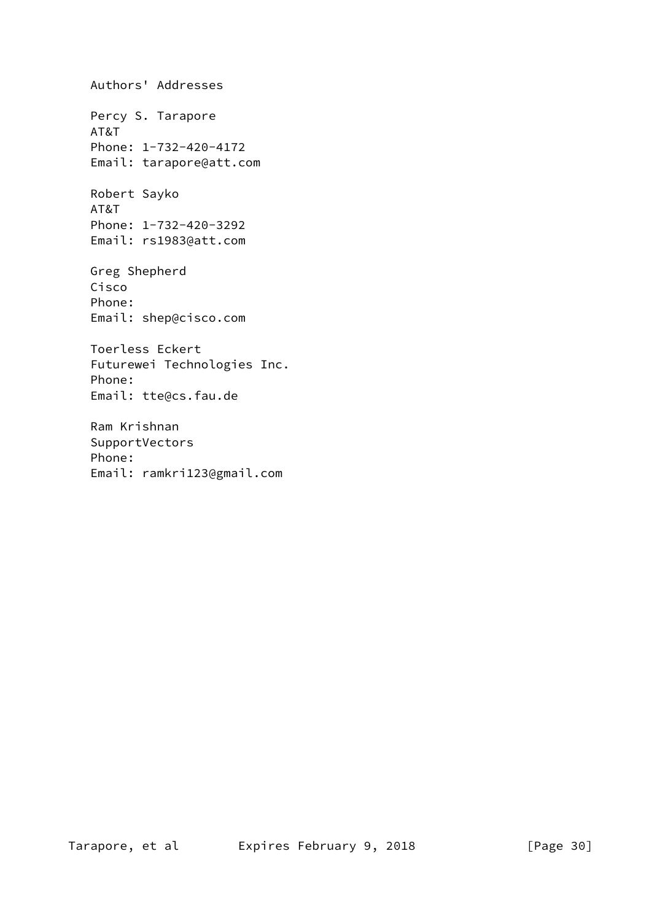## Authors' Addresses

Percy S. Tarapore
AT&T
Phone: 1-732-420-4172
Email: tarapore@att.com

Robert Sayko
AT&T
Phone: 1-732-420-3292
Email: rs1983@att.com

Greg Shepherd
Cisco
Phone:
Email: shep@cisco.com

Toerless Eckert
Futurewei Technologies Inc.
Phone:
Email: tte@cs.fau.de

Ram Krishnan
SupportVectors
Phone:
Email: ramkri123@gmail.com